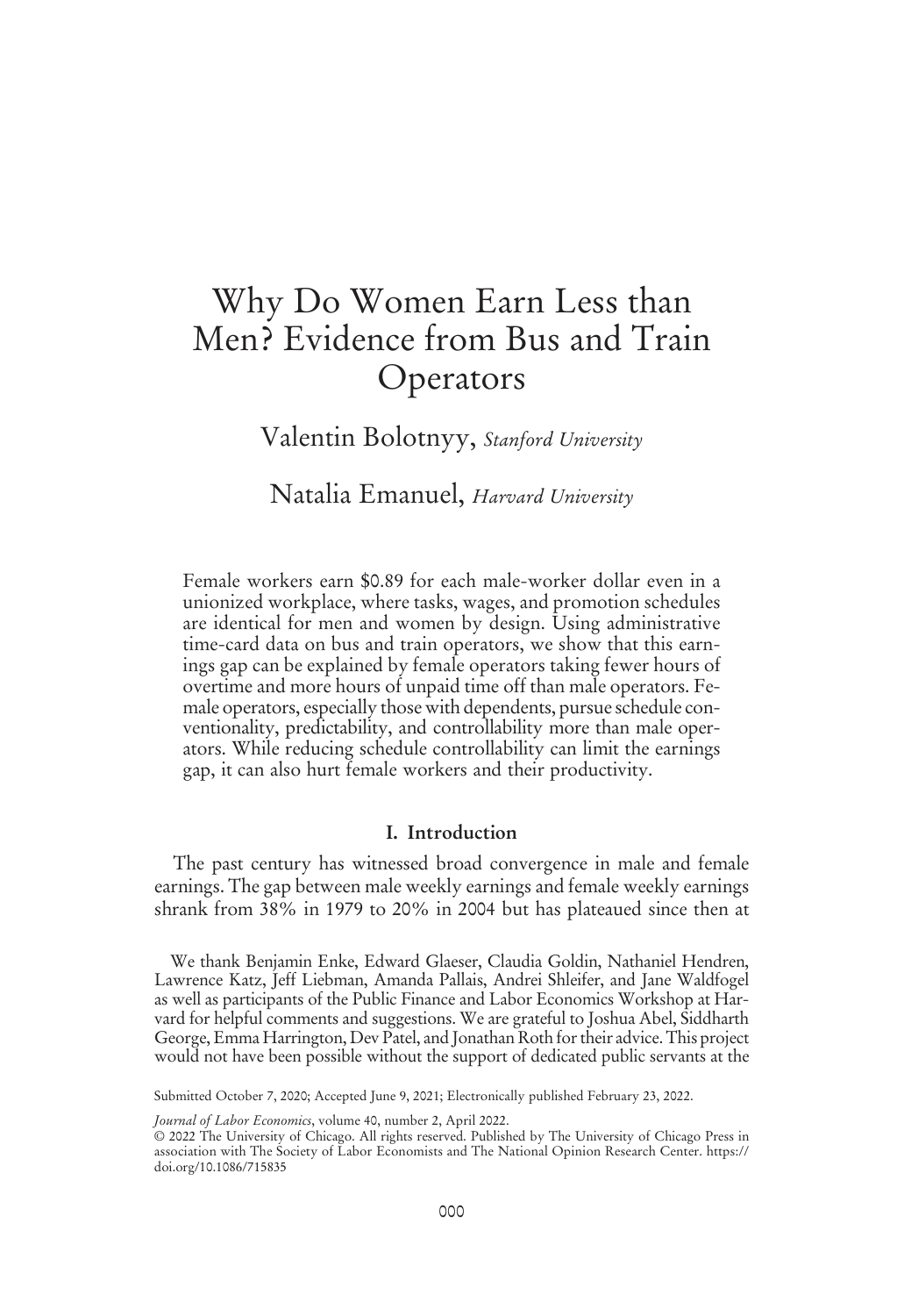# Why Do Women Earn Less than Men? Evidence from Bus and Train Operators

Valentin Bolotnyy, *Stanford University*

Natalia Emanuel, *Harvard University*

Female workers earn $0.89 for each male-worker dollar even in a unionized workplace, where tasks, wages, and promotion schedules are identical for men and women by design. Using administrative time-card data on bus and train operators, we show that this earnings gap can be explained by female operators taking fewer hours of overtime and more hours of unpaid time off than male operators. Female operators, especially those with dependents, pursue schedule conventionality, predictability, and controllability more than male operators. While reducing schedule controllability can limit the earnings gap, it can also hurt female workers and their productivity.

## I. Introduction

The past century has witnessed broad convergence in male and female earnings. The gap between male weekly earnings and female weekly earnings shrank from 38% in 1979 to 20% in 2004 but has plateaued since then at

We thank Benjamin Enke, Edward Glaeser, Claudia Goldin, Nathaniel Hendren, Lawrence Katz, Jeff Liebman, Amanda Pallais, Andrei Shleifer, and Jane Waldfogel as well as participants of the Public Finance and Labor Economics Workshop at Harvard for helpful comments and suggestions. We are grateful to Joshua Abel, Siddharth George, Emma Harrington, Dev Patel, and Jonathan Roth for their advice. This project would not have been possible without the support of dedicated public servants at the

Submitted October 7, 2020; Accepted June 9, 2021; Electronically published February 23, 2022.

*Journal of Labor Economics*, volume 40, number 2, April 2022.
© 2022 The University of Chicago. All rights reserved. Published by The University of Chicago Press in association with The Society of Labor Economists and The National Opinion Research Center. https://doi.org/10.1086/715835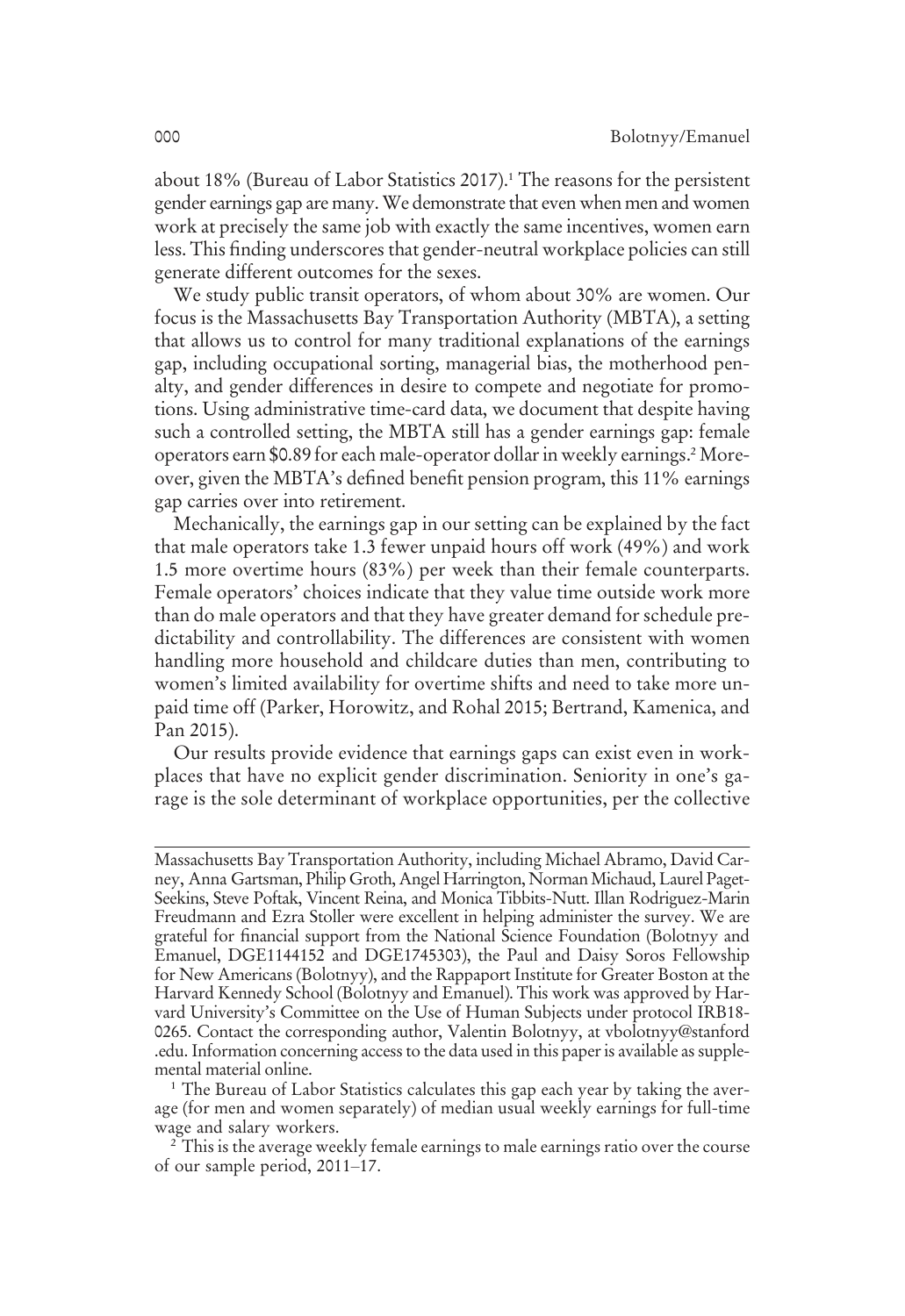about 18% (Bureau of Labor Statistics 2017).[1] The reasons for the persistent gender earnings gap are many. We demonstrate that even when men and women work at precisely the same job with exactly the same incentives, women earn less. This finding underscores that gender-neutral workplace policies can still generate different outcomes for the sexes.

We study public transit operators, of whom about 30% are women. Our focus is the Massachusetts Bay Transportation Authority (MBTA), a setting that allows us to control for many traditional explanations of the earnings gap, including occupational sorting, managerial bias, the motherhood penalty, and gender differences in desire to compete and negotiate for promotions. Using administrative time-card data, we document that despite having such a controlled setting, the MBTA still has a gender earnings gap: female operators earn $0.89 for each male-operator dollar in weekly earnings.[2] Moreover, given the MBTA's defined benefit pension program, this 11% earnings gap carries over into retirement.

Mechanically, the earnings gap in our setting can be explained by the fact that male operators take 1.3 fewer unpaid hours off work (49%) and work 1.5 more overtime hours (83%) per week than their female counterparts. Female operators' choices indicate that they value time outside work more than do male operators and that they have greater demand for schedule predictability and controllability. The differences are consistent with women handling more household and childcare duties than men, contributing to women's limited availability for overtime shifts and need to take more unpaid time off (Parker, Horowitz, and Rohal 2015; Bertrand, Kamenica, and Pan 2015).

Our results provide evidence that earnings gaps can exist even in workplaces that have no explicit gender discrimination. Seniority in one's garage is the sole determinant of workplace opportunities, per the collective

---

Massachusetts Bay Transportation Authority, including Michael Abramo, David Carney, Anna Gartsman, Philip Groth, Angel Harrington, Norman Michaud, Laurel Paget-Seekins, Steve Poftak, Vincent Reina, and Monica Tibbits-Nutt. Illan Rodriguez-Marin Freudmann and Ezra Stoller were excellent in helping administer the survey. We are grateful for financial support from the National Science Foundation (Bolotnyy and Emanuel, DGE1144152 and DGE1745303), the Paul and Daisy Soros Fellowship for New Americans (Bolotnyy), and the Rappaport Institute for Greater Boston at the Harvard Kennedy School (Bolotnyy and Emanuel). This work was approved by Harvard University's Committee on the Use of Human Subjects under protocol IRB18-0265. Contact the corresponding author, Valentin Bolotnyy, at vbolotnyy@stanford.edu. Information concerning access to the data used in this paper is available as supplemental material online.

[1] The Bureau of Labor Statistics calculates this gap each year by taking the average (for men and women separately) of median usual weekly earnings for full-time wage and salary workers.

[2] This is the average weekly female earnings to male earnings ratio over the course of our sample period, 2011–17.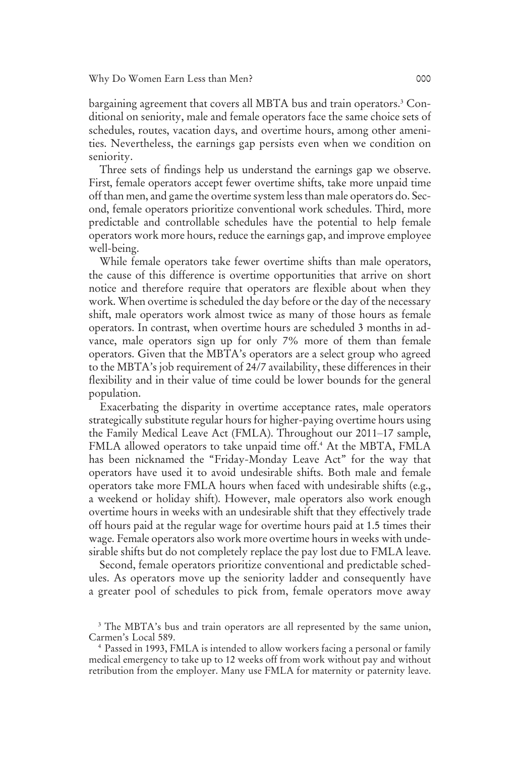bargaining agreement that covers all MBTA bus and train operators.[3] Conditional on seniority, male and female operators face the same choice sets of schedules, routes, vacation days, and overtime hours, among other amenities. Nevertheless, the earnings gap persists even when we condition on seniority.

Three sets of findings help us understand the earnings gap we observe. First, female operators accept fewer overtime shifts, take more unpaid time off than men, and game the overtime system less than male operators do. Second, female operators prioritize conventional work schedules. Third, more predictable and controllable schedules have the potential to help female operators work more hours, reduce the earnings gap, and improve employee well-being.

While female operators take fewer overtime shifts than male operators, the cause of this difference is overtime opportunities that arrive on short notice and therefore require that operators are flexible about when they work. When overtime is scheduled the day before or the day of the necessary shift, male operators work almost twice as many of those hours as female operators. In contrast, when overtime hours are scheduled 3 months in advance, male operators sign up for only 7% more of them than female operators. Given that the MBTA's operators are a select group who agreed to the MBTA's job requirement of 24/7 availability, these differences in their flexibility and in their value of time could be lower bounds for the general population.

Exacerbating the disparity in overtime acceptance rates, male operators strategically substitute regular hours for higher-paying overtime hours using the Family Medical Leave Act (FMLA). Throughout our 2011–17 sample, FMLA allowed operators to take unpaid time off.[4] At the MBTA, FMLA has been nicknamed the "Friday-Monday Leave Act" for the way that operators have used it to avoid undesirable shifts. Both male and female operators take more FMLA hours when faced with undesirable shifts (e.g., a weekend or holiday shift). However, male operators also work enough overtime hours in weeks with an undesirable shift that they effectively trade off hours paid at the regular wage for overtime hours paid at 1.5 times their wage. Female operators also work more overtime hours in weeks with undesirable shifts but do not completely replace the pay lost due to FMLA leave.

Second, female operators prioritize conventional and predictable schedules. As operators move up the seniority ladder and consequently have a greater pool of schedules to pick from, female operators move away

[3] The MBTA's bus and train operators are all represented by the same union, Carmen's Local 589.

[4] Passed in 1993, FMLA is intended to allow workers facing a personal or family medical emergency to take up to 12 weeks off from work without pay and without retribution from the employer. Many use FMLA for maternity or paternity leave.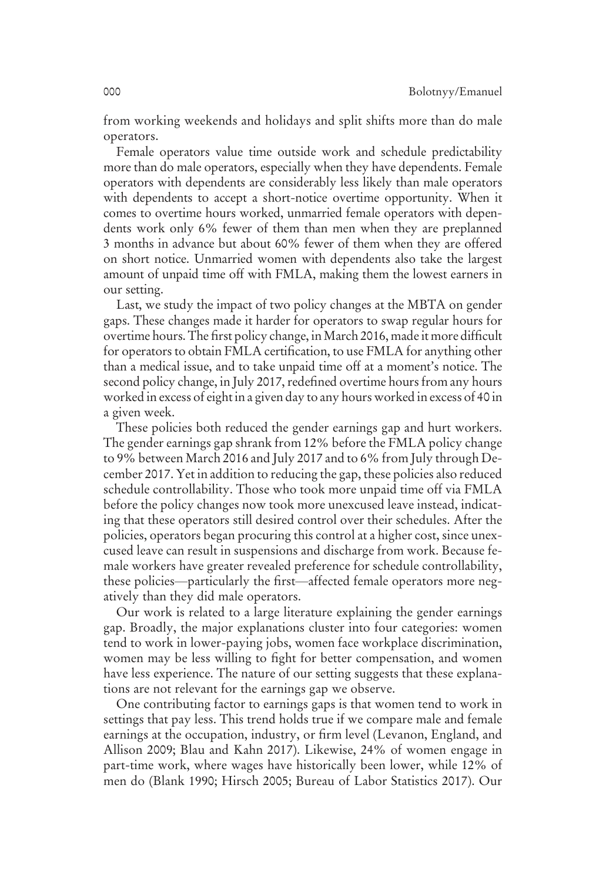from working weekends and holidays and split shifts more than do male operators.

Female operators value time outside work and schedule predictability more than do male operators, especially when they have dependents. Female operators with dependents are considerably less likely than male operators with dependents to accept a short-notice overtime opportunity. When it comes to overtime hours worked, unmarried female operators with dependents work only 6% fewer of them than men when they are preplanned 3 months in advance but about 60% fewer of them when they are offered on short notice. Unmarried women with dependents also take the largest amount of unpaid time off with FMLA, making them the lowest earners in our setting.

Last, we study the impact of two policy changes at the MBTA on gender gaps. These changes made it harder for operators to swap regular hours for overtime hours. The first policy change, in March 2016, made it more difficult for operators to obtain FMLA certification, to use FMLA for anything other than a medical issue, and to take unpaid time off at a moment's notice. The second policy change, in July 2017, redefined overtime hours from any hours worked in excess of eight in a given day to any hours worked in excess of 40 in a given week.

These policies both reduced the gender earnings gap and hurt workers. The gender earnings gap shrank from 12% before the FMLA policy change to 9% between March 2016 and July 2017 and to 6% from July through December 2017. Yet in addition to reducing the gap, these policies also reduced schedule controllability. Those who took more unpaid time off via FMLA before the policy changes now took more unexcused leave instead, indicating that these operators still desired control over their schedules. After the policies, operators began procuring this control at a higher cost, since unexcused leave can result in suspensions and discharge from work. Because female workers have greater revealed preference for schedule controllability, these policies—particularly the first—affected female operators more negatively than they did male operators.

Our work is related to a large literature explaining the gender earnings gap. Broadly, the major explanations cluster into four categories: women tend to work in lower-paying jobs, women face workplace discrimination, women may be less willing to fight for better compensation, and women have less experience. The nature of our setting suggests that these explanations are not relevant for the earnings gap we observe.

One contributing factor to earnings gaps is that women tend to work in settings that pay less. This trend holds true if we compare male and female earnings at the occupation, industry, or firm level (Levanon, England, and Allison 2009; Blau and Kahn 2017). Likewise, 24% of women engage in part-time work, where wages have historically been lower, while 12% of men do (Blank 1990; Hirsch 2005; Bureau of Labor Statistics 2017). Our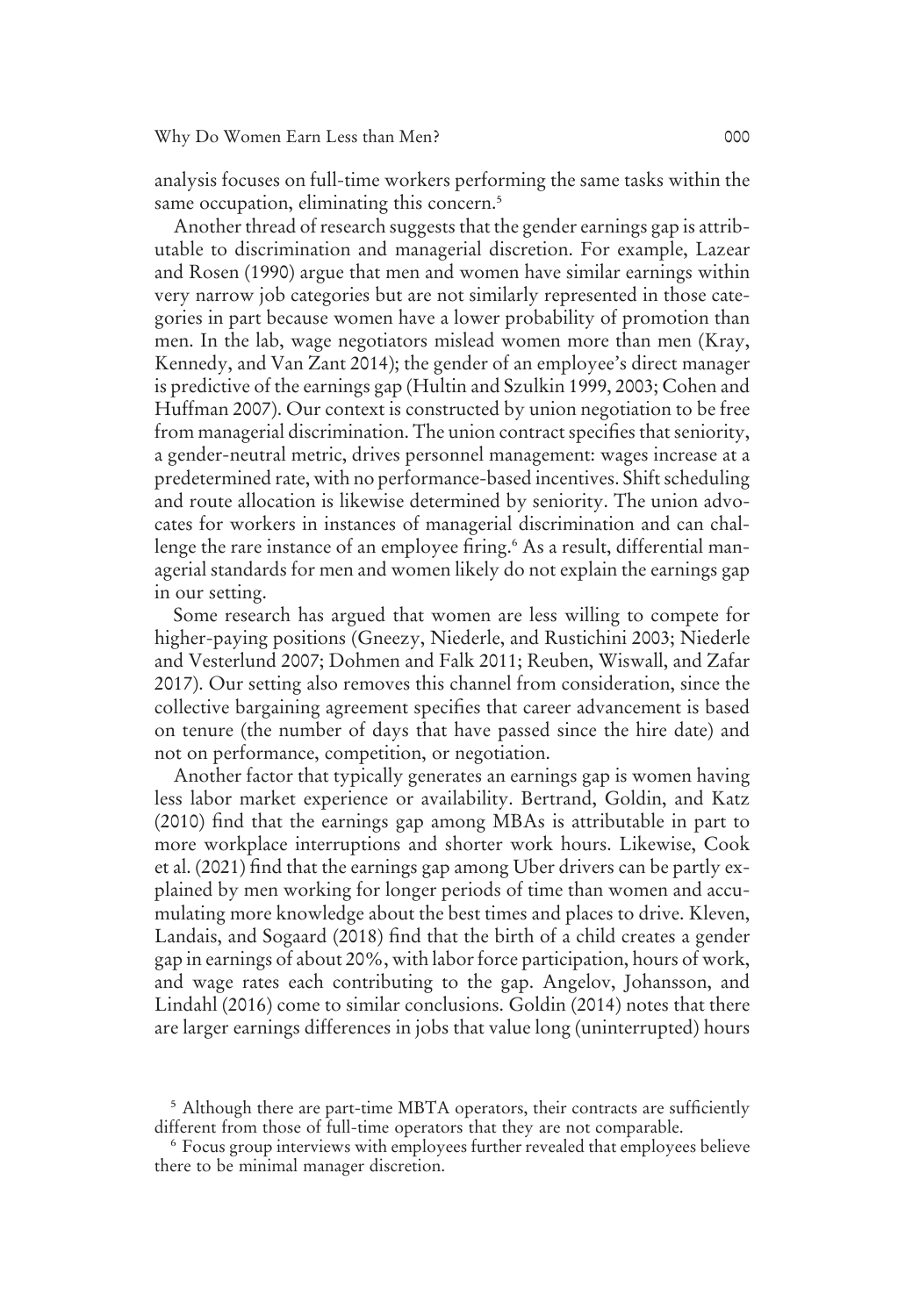analysis focuses on full-time workers performing the same tasks within the same occupation, eliminating this concern.[5]

Another thread of research suggests that the gender earnings gap is attributable to discrimination and managerial discretion. For example, Lazear and Rosen (1990) argue that men and women have similar earnings within very narrow job categories but are not similarly represented in those categories in part because women have a lower probability of promotion than men. In the lab, wage negotiators mislead women more than men (Kray, Kennedy, and Van Zant 2014); the gender of an employee's direct manager is predictive of the earnings gap (Hultin and Szulkin 1999, 2003; Cohen and Huffman 2007). Our context is constructed by union negotiation to be free from managerial discrimination. The union contract specifies that seniority, a gender-neutral metric, drives personnel management: wages increase at a predetermined rate, with no performance-based incentives. Shift scheduling and route allocation is likewise determined by seniority. The union advocates for workers in instances of managerial discrimination and can challenge the rare instance of an employee firing.[6] As a result, differential managerial standards for men and women likely do not explain the earnings gap in our setting.

Some research has argued that women are less willing to compete for higher-paying positions (Gneezy, Niederle, and Rustichini 2003; Niederle and Vesterlund 2007; Dohmen and Falk 2011; Reuben, Wiswall, and Zafar 2017). Our setting also removes this channel from consideration, since the collective bargaining agreement specifies that career advancement is based on tenure (the number of days that have passed since the hire date) and not on performance, competition, or negotiation.

Another factor that typically generates an earnings gap is women having less labor market experience or availability. Bertrand, Goldin, and Katz (2010) find that the earnings gap among MBAs is attributable in part to more workplace interruptions and shorter work hours. Likewise, Cook et al. (2021) find that the earnings gap among Uber drivers can be partly explained by men working for longer periods of time than women and accumulating more knowledge about the best times and places to drive. Kleven, Landais, and Sogaard (2018) find that the birth of a child creates a gender gap in earnings of about 20%, with labor force participation, hours of work, and wage rates each contributing to the gap. Angelov, Johansson, and Lindahl (2016) come to similar conclusions. Goldin (2014) notes that there are larger earnings differences in jobs that value long (uninterrupted) hours

[5] Although there are part-time MBTA operators, their contracts are sufficiently different from those of full-time operators that they are not comparable.

[6] Focus group interviews with employees further revealed that employees believe there to be minimal manager discretion.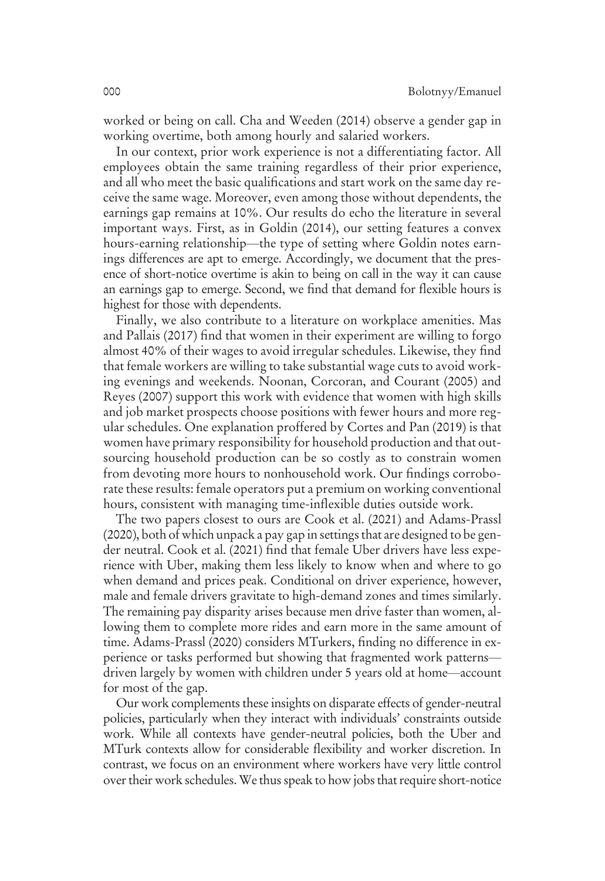worked or being on call. Cha and Weeden (2014) observe a gender gap in working overtime, both among hourly and salaried workers.

In our context, prior work experience is not a differentiating factor. All employees obtain the same training regardless of their prior experience, and all who meet the basic qualifications and start work on the same day receive the same wage. Moreover, even among those without dependents, the earnings gap remains at 10%. Our results do echo the literature in several important ways. First, as in Goldin (2014), our setting features a convex hours-earning relationship—the type of setting where Goldin notes earnings differences are apt to emerge. Accordingly, we document that the presence of short-notice overtime is akin to being on call in the way it can cause an earnings gap to emerge. Second, we find that demand for flexible hours is highest for those with dependents.

Finally, we also contribute to a literature on workplace amenities. Mas and Pallais (2017) find that women in their experiment are willing to forgo almost 40% of their wages to avoid irregular schedules. Likewise, they find that female workers are willing to take substantial wage cuts to avoid working evenings and weekends. Noonan, Corcoran, and Courant (2005) and Reyes (2007) support this work with evidence that women with high skills and job market prospects choose positions with fewer hours and more regular schedules. One explanation proffered by Cortes and Pan (2019) is that women have primary responsibility for household production and that outsourcing household production can be so costly as to constrain women from devoting more hours to nonhousehold work. Our findings corroborate these results: female operators put a premium on working conventional hours, consistent with managing time-inflexible duties outside work.

The two papers closest to ours are Cook et al. (2021) and Adams-Prassl (2020), both of which unpack a pay gap in settings that are designed to be gender neutral. Cook et al. (2021) find that female Uber drivers have less experience with Uber, making them less likely to know when and where to go when demand and prices peak. Conditional on driver experience, however, male and female drivers gravitate to high-demand zones and times similarly. The remaining pay disparity arises because men drive faster than women, allowing them to complete more rides and earn more in the same amount of time. Adams-Prassl (2020) considers MTurkers, finding no difference in experience or tasks performed but showing that fragmented work patterns—driven largely by women with children under 5 years old at home—account for most of the gap.

Our work complements these insights on disparate effects of gender-neutral policies, particularly when they interact with individuals' constraints outside work. While all contexts have gender-neutral policies, both the Uber and MTurk contexts allow for considerable flexibility and worker discretion. In contrast, we focus on an environment where workers have very little control over their work schedules. We thus speak to how jobs that require short-notice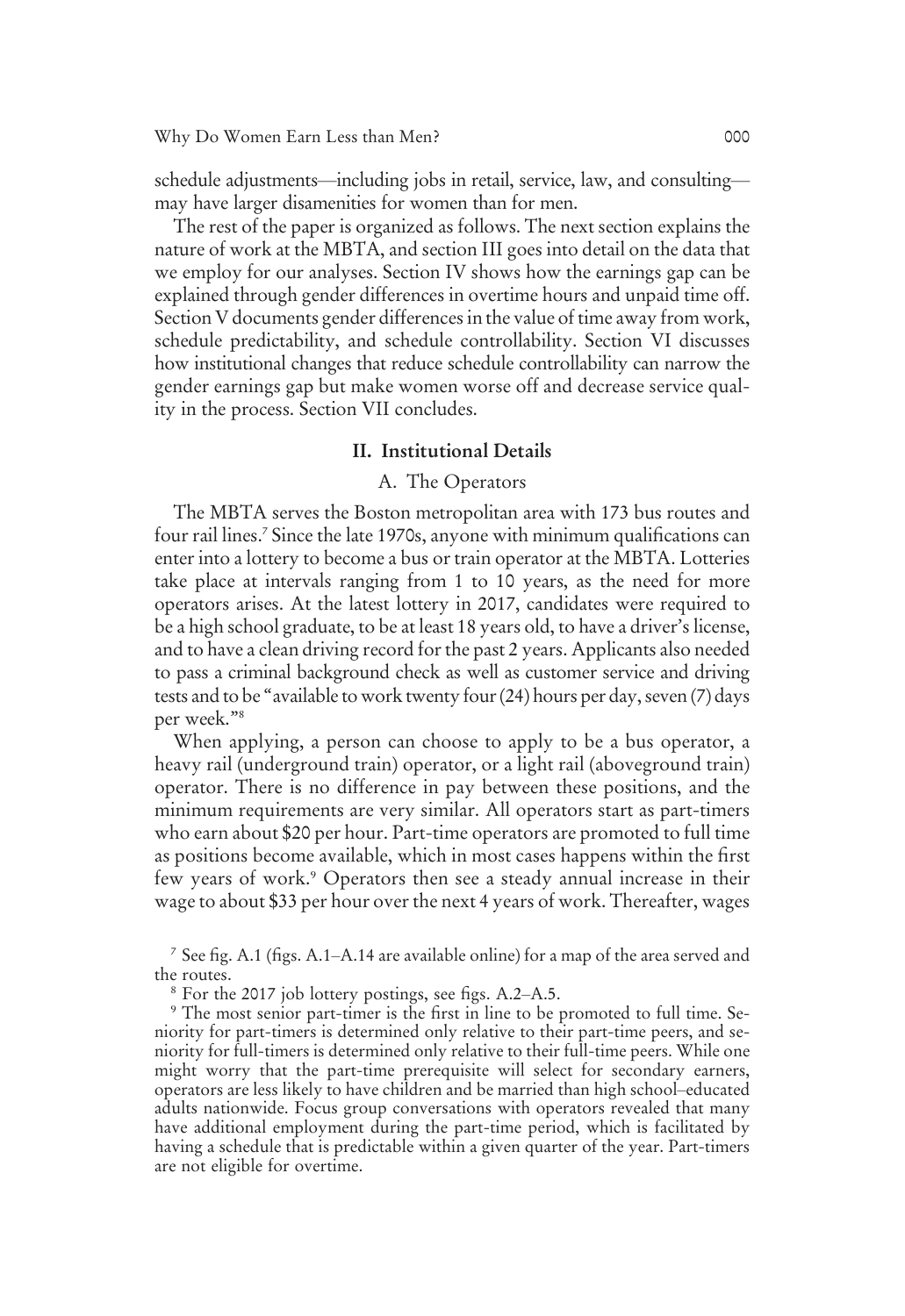schedule adjustments—including jobs in retail, service, law, and consulting—may have larger disamenities for women than for men.

The rest of the paper is organized as follows. The next section explains the nature of work at the MBTA, and section III goes into detail on the data that we employ for our analyses. Section IV shows how the earnings gap can be explained through gender differences in overtime hours and unpaid time off. Section V documents gender differences in the value of time away from work, schedule predictability, and schedule controllability. Section VI discusses how institutional changes that reduce schedule controllability can narrow the gender earnings gap but make women worse off and decrease service quality in the process. Section VII concludes.

## II. Institutional Details

### A. The Operators

The MBTA serves the Boston metropolitan area with 173 bus routes and four rail lines.[7] Since the late 1970s, anyone with minimum qualifications can enter into a lottery to become a bus or train operator at the MBTA. Lotteries take place at intervals ranging from 1 to 10 years, as the need for more operators arises. At the latest lottery in 2017, candidates were required to be a high school graduate, to be at least 18 years old, to have a driver's license, and to have a clean driving record for the past 2 years. Applicants also needed to pass a criminal background check as well as customer service and driving tests and to be "available to work twenty four (24) hours per day, seven (7) days per week."[8]

When applying, a person can choose to apply to be a bus operator, a heavy rail (underground train) operator, or a light rail (aboveground train) operator. There is no difference in pay between these positions, and the minimum requirements are very similar. All operators start as part-timers who earn about $20 per hour. Part-time operators are promoted to full time as positions become available, which in most cases happens within the first few years of work.[9] Operators then see a steady annual increase in their wage to about $33 per hour over the next 4 years of work. Thereafter, wages

[7] See fig. A.1 (figs. A.1–A.14 are available online) for a map of the area served and the routes.

[8] For the 2017 job lottery postings, see figs. A.2–A.5.

[9] The most senior part-timer is the first in line to be promoted to full time. Seniority for part-timers is determined only relative to their part-time peers, and seniority for full-timers is determined only relative to their full-time peers. While one might worry that the part-time prerequisite will select for secondary earners, operators are less likely to have children and be married than high school–educated adults nationwide. Focus group conversations with operators revealed that many have additional employment during the part-time period, which is facilitated by having a schedule that is predictable within a given quarter of the year. Part-timers are not eligible for overtime.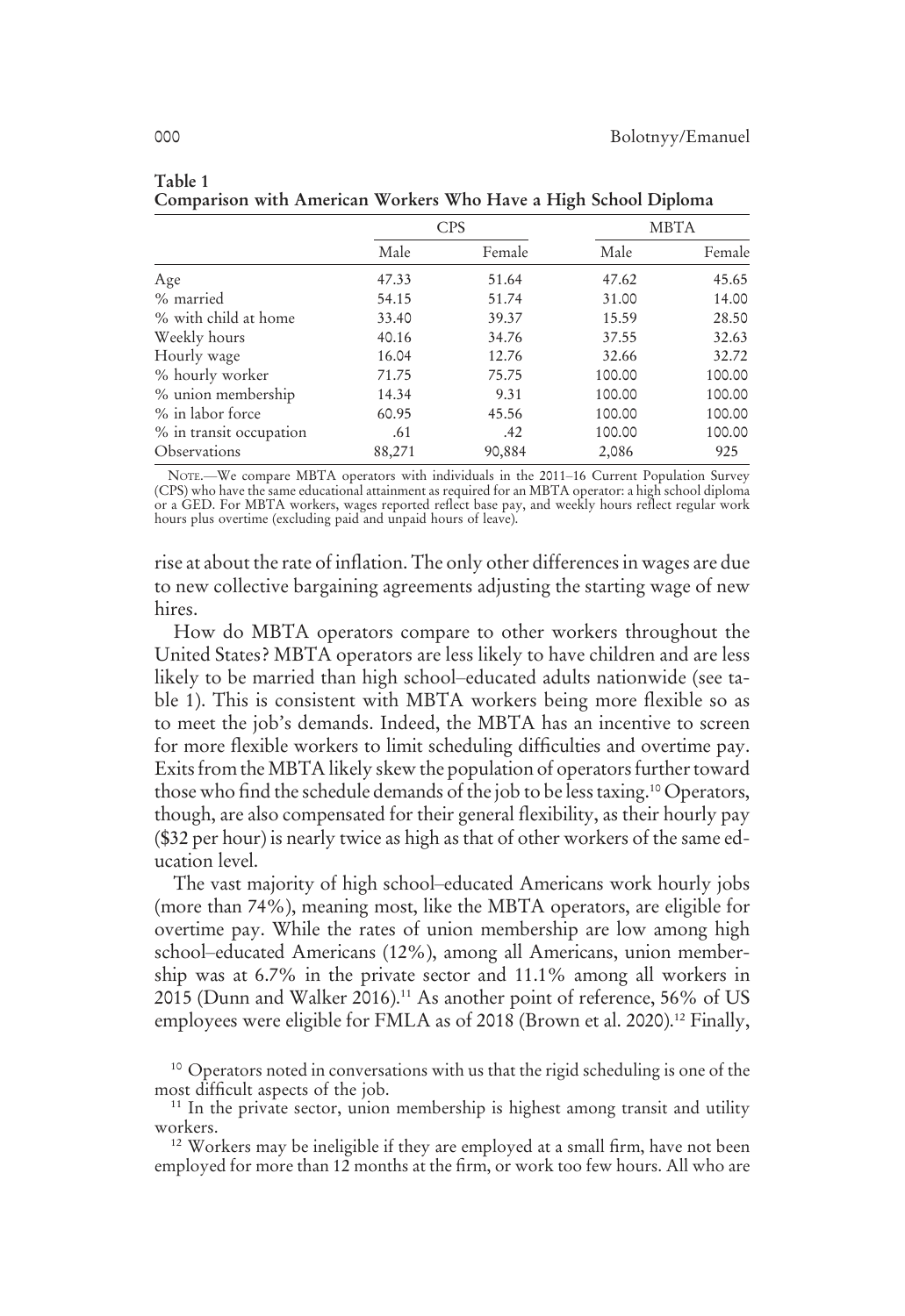**Table 1**
**Comparison with American Workers Who Have a High School Diploma**

| | CPS | | MBTA | |
|---|---|---|---|---|
| | Male | Female | Male | Female |
| Age | 47.33 | 51.64 | 47.62 | 45.65 |
| % married | 54.15 | 51.74 | 31.00 | 14.00 |
| % with child at home | 33.40 | 39.37 | 15.59 | 28.50 |
| Weekly hours | 40.16 | 34.76 | 37.55 | 32.63 |
| Hourly wage | 16.04 | 12.76 | 32.66 | 32.72 |
| % hourly worker | 71.75 | 75.75 | 100.00 | 100.00 |
| % union membership | 14.34 | 9.31 | 100.00 | 100.00 |
| % in labor force | 60.95 | 45.56 | 100.00 | 100.00 |
| % in transit occupation | .61 | .42 | 100.00 | 100.00 |
| Observations | 88,271 | 90,884 | 2,086 | 925 |

NOTE.—We compare MBTA operators with individuals in the 2011–16 Current Population Survey (CPS) who have the same educational attainment as required for an MBTA operator: a high school diploma or a GED. For MBTA workers, wages reported reflect base pay, and weekly hours reflect regular work hours plus overtime (excluding paid and unpaid hours of leave).

rise at about the rate of inflation. The only other differences in wages are due to new collective bargaining agreements adjusting the starting wage of new hires.

How do MBTA operators compare to other workers throughout the United States? MBTA operators are less likely to have children and are less likely to be married than high school–educated adults nationwide (see table 1). This is consistent with MBTA workers being more flexible so as to meet the job's demands. Indeed, the MBTA has an incentive to screen for more flexible workers to limit scheduling difficulties and overtime pay. Exits from the MBTA likely skew the population of operators further toward those who find the schedule demands of the job to be less taxing.[10] Operators, though, are also compensated for their general flexibility, as their hourly pay ($32 per hour) is nearly twice as high as that of other workers of the same education level.

The vast majority of high school–educated Americans work hourly jobs (more than 74%), meaning most, like the MBTA operators, are eligible for overtime pay. While the rates of union membership are low among high school–educated Americans (12%), among all Americans, union membership was at 6.7% in the private sector and 11.1% among all workers in 2015 (Dunn and Walker 2016).[11] As another point of reference, 56% of US employees were eligible for FMLA as of 2018 (Brown et al. 2020).[12] Finally,

[10] Operators noted in conversations with us that the rigid scheduling is one of the most difficult aspects of the job.

[11] In the private sector, union membership is highest among transit and utility workers.

[12] Workers may be ineligible if they are employed at a small firm, have not been employed for more than 12 months at the firm, or work too few hours. All who are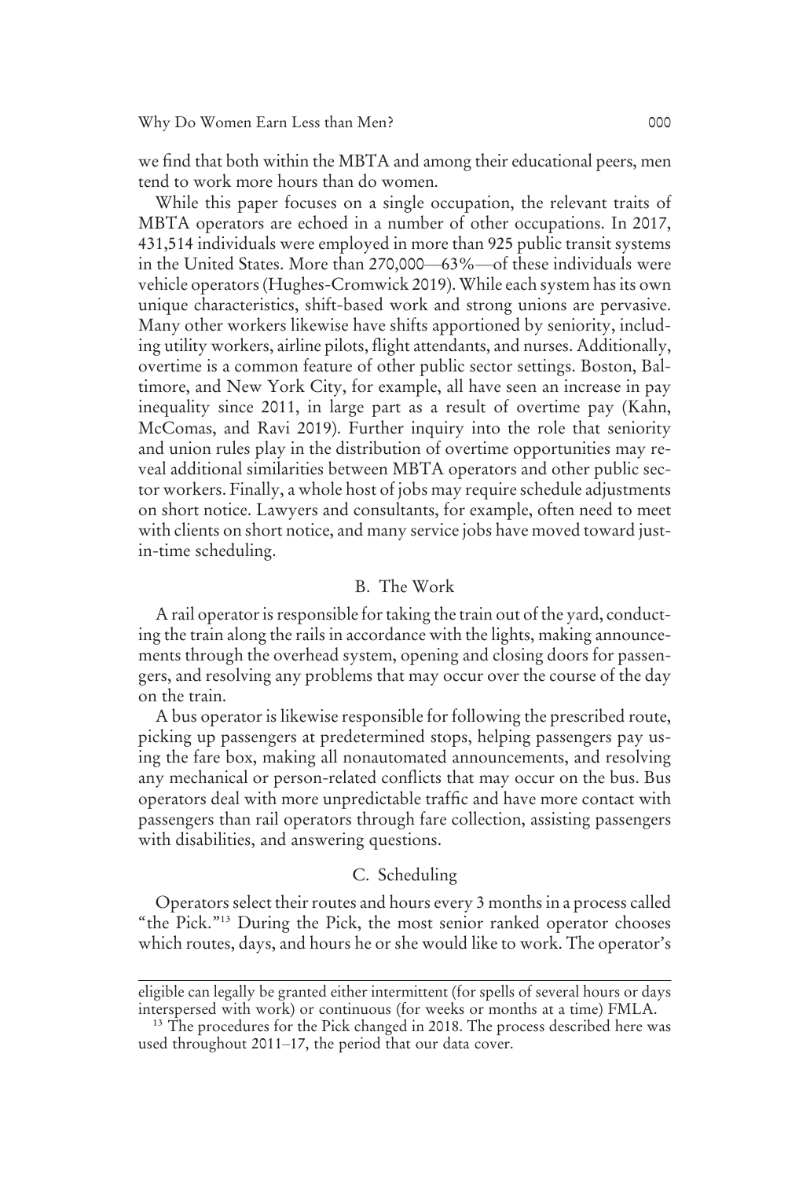we find that both within the MBTA and among their educational peers, men tend to work more hours than do women.

While this paper focuses on a single occupation, the relevant traits of MBTA operators are echoed in a number of other occupations. In 2017, 431,514 individuals were employed in more than 925 public transit systems in the United States. More than 270,000—63%—of these individuals were vehicle operators (Hughes-Cromwick 2019). While each system has its own unique characteristics, shift-based work and strong unions are pervasive. Many other workers likewise have shifts apportioned by seniority, including utility workers, airline pilots, flight attendants, and nurses. Additionally, overtime is a common feature of other public sector settings. Boston, Baltimore, and New York City, for example, all have seen an increase in pay inequality since 2011, in large part as a result of overtime pay (Kahn, McComas, and Ravi 2019). Further inquiry into the role that seniority and union rules play in the distribution of overtime opportunities may reveal additional similarities between MBTA operators and other public sector workers. Finally, a whole host of jobs may require schedule adjustments on short notice. Lawyers and consultants, for example, often need to meet with clients on short notice, and many service jobs have moved toward just-in-time scheduling.

### B. The Work

A rail operator is responsible for taking the train out of the yard, conducting the train along the rails in accordance with the lights, making announcements through the overhead system, opening and closing doors for passengers, and resolving any problems that may occur over the course of the day on the train.

A bus operator is likewise responsible for following the prescribed route, picking up passengers at predetermined stops, helping passengers pay using the fare box, making all nonautomated announcements, and resolving any mechanical or person-related conflicts that may occur on the bus. Bus operators deal with more unpredictable traffic and have more contact with passengers than rail operators through fare collection, assisting passengers with disabilities, and answering questions.

### C. Scheduling

Operators select their routes and hours every 3 months in a process called "the Pick."[13] During the Pick, the most senior ranked operator chooses which routes, days, and hours he or she would like to work. The operator's

---

eligible can legally be granted either intermittent (for spells of several hours or days interspersed with work) or continuous (for weeks or months at a time) FMLA.

[13] The procedures for the Pick changed in 2018. The process described here was used throughout 2011–17, the period that our data cover.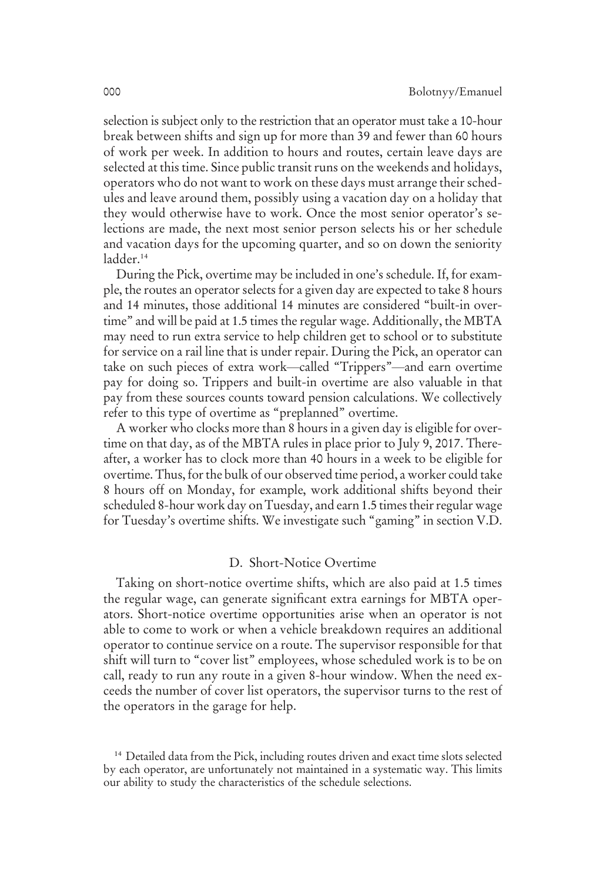selection is subject only to the restriction that an operator must take a 10-hour break between shifts and sign up for more than 39 and fewer than 60 hours of work per week. In addition to hours and routes, certain leave days are selected at this time. Since public transit runs on the weekends and holidays, operators who do not want to work on these days must arrange their schedules and leave around them, possibly using a vacation day on a holiday that they would otherwise have to work. Once the most senior operator's selections are made, the next most senior person selects his or her schedule and vacation days for the upcoming quarter, and so on down the seniority ladder.[14]

During the Pick, overtime may be included in one's schedule. If, for example, the routes an operator selects for a given day are expected to take 8 hours and 14 minutes, those additional 14 minutes are considered "built-in overtime" and will be paid at 1.5 times the regular wage. Additionally, the MBTA may need to run extra service to help children get to school or to substitute for service on a rail line that is under repair. During the Pick, an operator can take on such pieces of extra work—called "Trippers"—and earn overtime pay for doing so. Trippers and built-in overtime are also valuable in that pay from these sources counts toward pension calculations. We collectively refer to this type of overtime as "preplanned" overtime.

A worker who clocks more than 8 hours in a given day is eligible for overtime on that day, as of the MBTA rules in place prior to July 9, 2017. Thereafter, a worker has to clock more than 40 hours in a week to be eligible for overtime. Thus, for the bulk of our observed time period, a worker could take 8 hours off on Monday, for example, work additional shifts beyond their scheduled 8-hour work day on Tuesday, and earn 1.5 times their regular wage for Tuesday's overtime shifts. We investigate such "gaming" in section V.D.

### D. Short-Notice Overtime

Taking on short-notice overtime shifts, which are also paid at 1.5 times the regular wage, can generate significant extra earnings for MBTA operators. Short-notice overtime opportunities arise when an operator is not able to come to work or when a vehicle breakdown requires an additional operator to continue service on a route. The supervisor responsible for that shift will turn to "cover list" employees, whose scheduled work is to be on call, ready to run any route in a given 8-hour window. When the need exceeds the number of cover list operators, the supervisor turns to the rest of the operators in the garage for help.

[14] Detailed data from the Pick, including routes driven and exact time slots selected by each operator, are unfortunately not maintained in a systematic way. This limits our ability to study the characteristics of the schedule selections.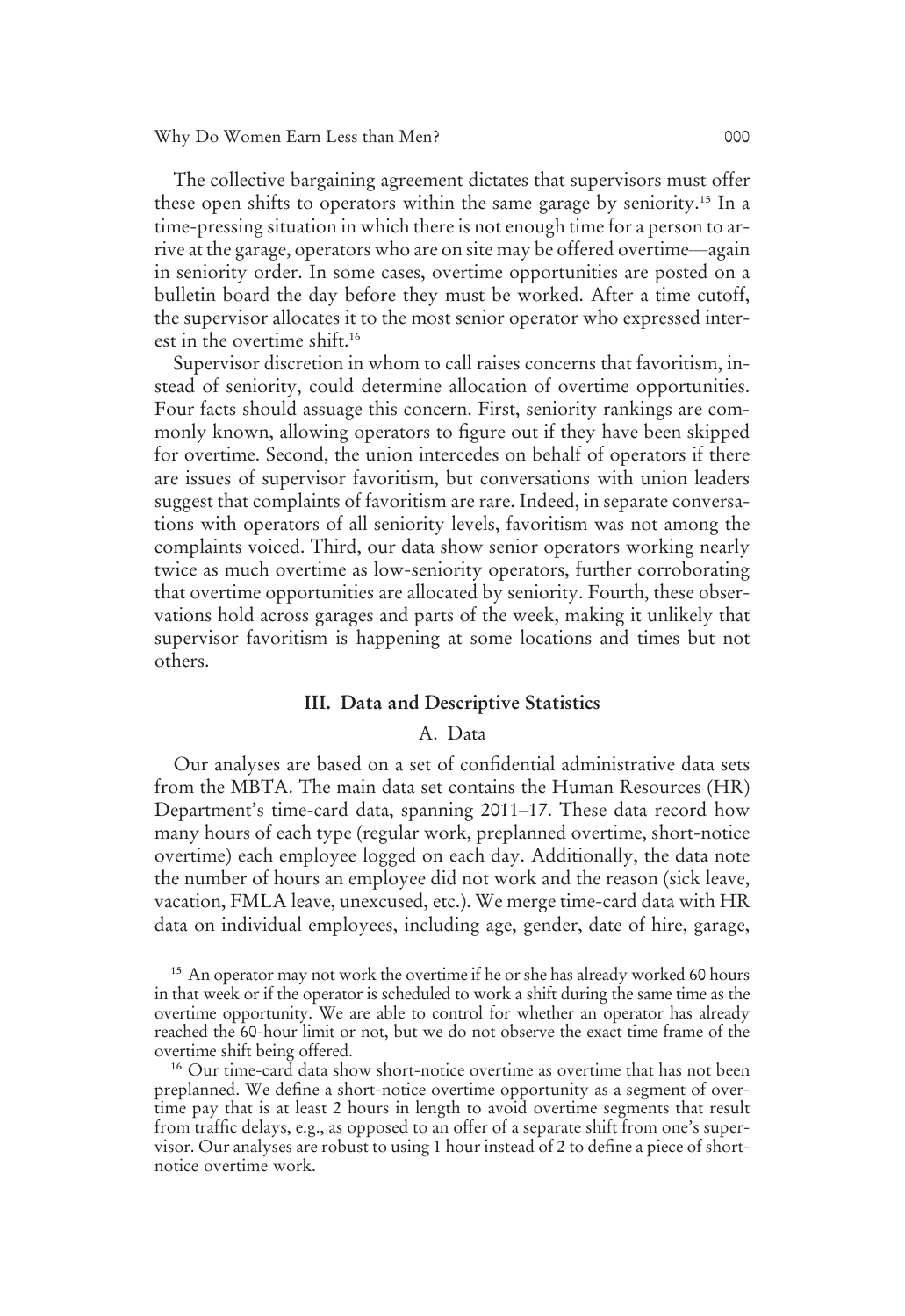The collective bargaining agreement dictates that supervisors must offer these open shifts to operators within the same garage by seniority.[15] In a time-pressing situation in which there is not enough time for a person to arrive at the garage, operators who are on site may be offered overtime—again in seniority order. In some cases, overtime opportunities are posted on a bulletin board the day before they must be worked. After a time cutoff, the supervisor allocates it to the most senior operator who expressed interest in the overtime shift.[16]

Supervisor discretion in whom to call raises concerns that favoritism, instead of seniority, could determine allocation of overtime opportunities. Four facts should assuage this concern. First, seniority rankings are commonly known, allowing operators to figure out if they have been skipped for overtime. Second, the union intercedes on behalf of operators if there are issues of supervisor favoritism, but conversations with union leaders suggest that complaints of favoritism are rare. Indeed, in separate conversations with operators of all seniority levels, favoritism was not among the complaints voiced. Third, our data show senior operators working nearly twice as much overtime as low-seniority operators, further corroborating that overtime opportunities are allocated by seniority. Fourth, these observations hold across garages and parts of the week, making it unlikely that supervisor favoritism is happening at some locations and times but not others.

## III. Data and Descriptive Statistics

### A. Data

Our analyses are based on a set of confidential administrative data sets from the MBTA. The main data set contains the Human Resources (HR) Department's time-card data, spanning 2011–17. These data record how many hours of each type (regular work, preplanned overtime, short-notice overtime) each employee logged on each day. Additionally, the data note the number of hours an employee did not work and the reason (sick leave, vacation, FMLA leave, unexcused, etc.). We merge time-card data with HR data on individual employees, including age, gender, date of hire, garage,

---

[15] An operator may not work the overtime if he or she has already worked 60 hours in that week or if the operator is scheduled to work a shift during the same time as the overtime opportunity. We are able to control for whether an operator has already reached the 60-hour limit or not, but we do not observe the exact time frame of the overtime shift being offered.

[16] Our time-card data show short-notice overtime as overtime that has not been preplanned. We define a short-notice overtime opportunity as a segment of overtime pay that is at least 2 hours in length to avoid overtime segments that result from traffic delays, e.g., as opposed to an offer of a separate shift from one's supervisor. Our analyses are robust to using 1 hour instead of 2 to define a piece of short-notice overtime work.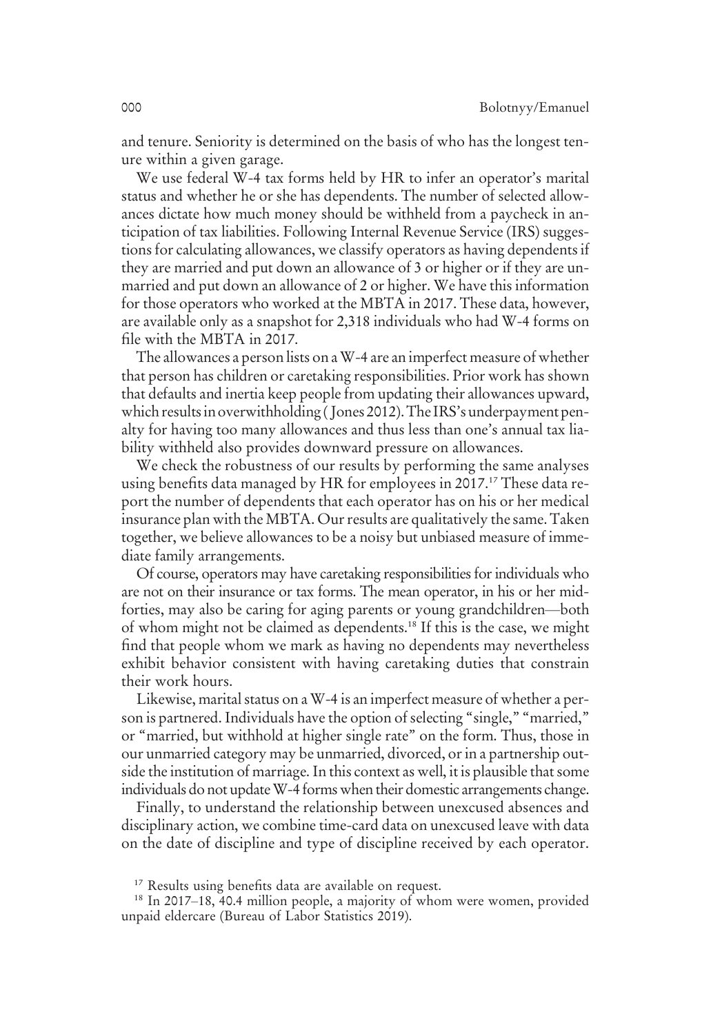and tenure. Seniority is determined on the basis of who has the longest tenure within a given garage.

We use federal W-4 tax forms held by HR to infer an operator's marital status and whether he or she has dependents. The number of selected allowances dictate how much money should be withheld from a paycheck in anticipation of tax liabilities. Following Internal Revenue Service (IRS) suggestions for calculating allowances, we classify operators as having dependents if they are married and put down an allowance of 3 or higher or if they are unmarried and put down an allowance of 2 or higher. We have this information for those operators who worked at the MBTA in 2017. These data, however, are available only as a snapshot for 2,318 individuals who had W-4 forms on file with the MBTA in 2017.

The allowances a person lists on a W-4 are an imperfect measure of whether that person has children or caretaking responsibilities. Prior work has shown that defaults and inertia keep people from updating their allowances upward, which results in overwithholding (Jones 2012). The IRS's underpayment penalty for having too many allowances and thus less than one's annual tax liability withheld also provides downward pressure on allowances.

We check the robustness of our results by performing the same analyses using benefits data managed by HR for employees in 2017.[17] These data report the number of dependents that each operator has on his or her medical insurance plan with the MBTA. Our results are qualitatively the same. Taken together, we believe allowances to be a noisy but unbiased measure of immediate family arrangements.

Of course, operators may have caretaking responsibilities for individuals who are not on their insurance or tax forms. The mean operator, in his or her mid-forties, may also be caring for aging parents or young grandchildren—both of whom might not be claimed as dependents.[18] If this is the case, we might find that people whom we mark as having no dependents may nevertheless exhibit behavior consistent with having caretaking duties that constrain their work hours.

Likewise, marital status on a W-4 is an imperfect measure of whether a person is partnered. Individuals have the option of selecting "single," "married," or "married, but withhold at higher single rate" on the form. Thus, those in our unmarried category may be unmarried, divorced, or in a partnership outside the institution of marriage. In this context as well, it is plausible that some individuals do not update W-4 forms when their domestic arrangements change.

Finally, to understand the relationship between unexcused absences and disciplinary action, we combine time-card data on unexcused leave with data on the date of discipline and type of discipline received by each operator.

[17] Results using benefits data are available on request.

[18] In 2017–18, 40.4 million people, a majority of whom were women, provided unpaid eldercare (Bureau of Labor Statistics 2019).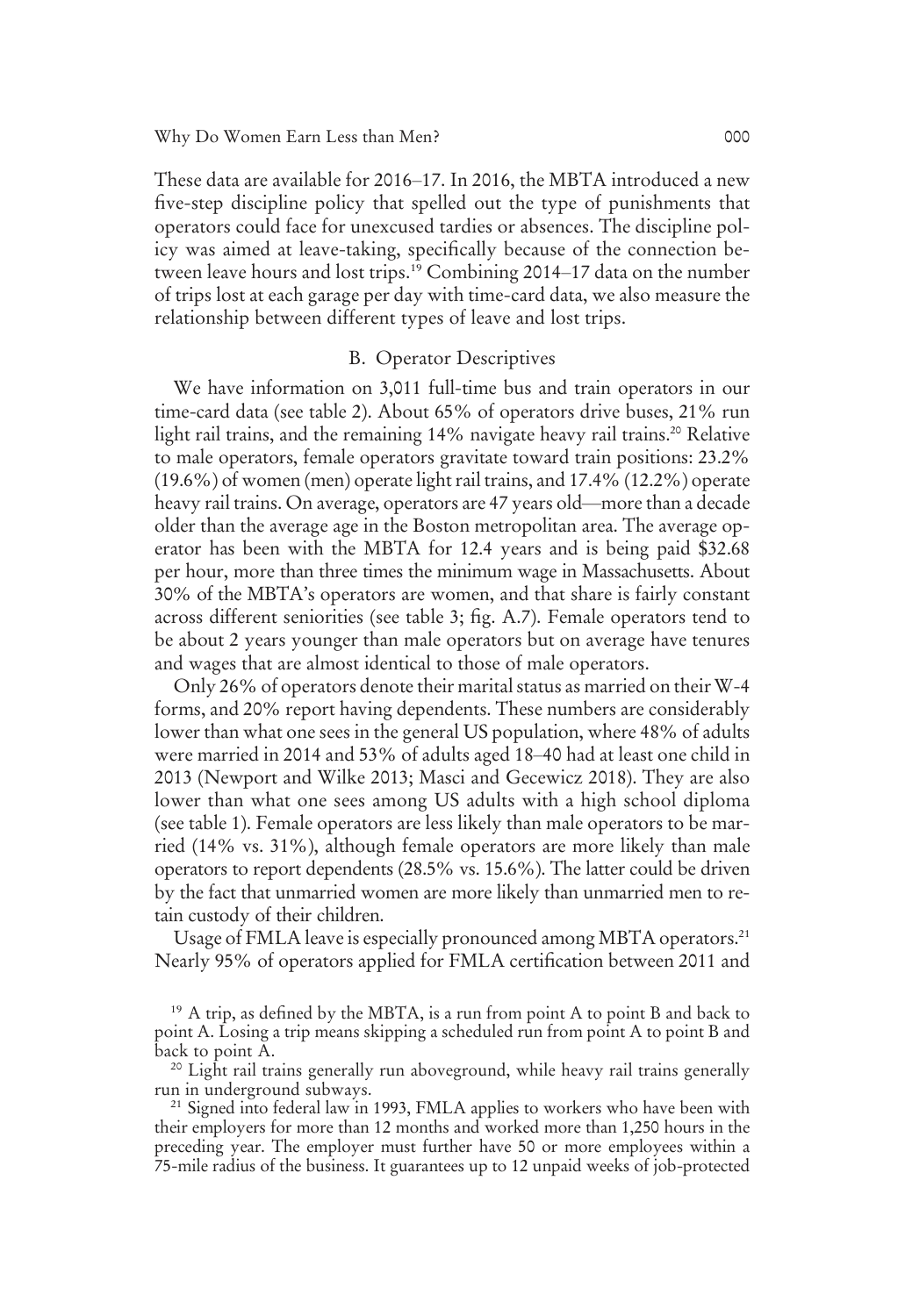These data are available for 2016–17. In 2016, the MBTA introduced a new five-step discipline policy that spelled out the type of punishments that operators could face for unexcused tardies or absences. The discipline policy was aimed at leave-taking, specifically because of the connection between leave hours and lost trips.[19] Combining 2014–17 data on the number of trips lost at each garage per day with time-card data, we also measure the relationship between different types of leave and lost trips.

### B. Operator Descriptives

We have information on 3,011 full-time bus and train operators in our time-card data (see table 2). About 65% of operators drive buses, 21% run light rail trains, and the remaining 14% navigate heavy rail trains.[20] Relative to male operators, female operators gravitate toward train positions: 23.2% (19.6%) of women (men) operate light rail trains, and 17.4% (12.2%) operate heavy rail trains. On average, operators are 47 years old—more than a decade older than the average age in the Boston metropolitan area. The average operator has been with the MBTA for 12.4 years and is being paid $32.68 per hour, more than three times the minimum wage in Massachusetts. About 30% of the MBTA's operators are women, and that share is fairly constant across different seniorities (see table 3; fig. A.7). Female operators tend to be about 2 years younger than male operators but on average have tenures and wages that are almost identical to those of male operators.

Only 26% of operators denote their marital status as married on their W-4 forms, and 20% report having dependents. These numbers are considerably lower than what one sees in the general US population, where 48% of adults were married in 2014 and 53% of adults aged 18–40 had at least one child in 2013 (Newport and Wilke 2013; Masci and Gecewicz 2018). They are also lower than what one sees among US adults with a high school diploma (see table 1). Female operators are less likely than male operators to be married (14% vs. 31%), although female operators are more likely than male operators to report dependents (28.5% vs. 15.6%). The latter could be driven by the fact that unmarried women are more likely than unmarried men to retain custody of their children.

Usage of FMLA leave is especially pronounced among MBTA operators.[21] Nearly 95% of operators applied for FMLA certification between 2011 and

[19] A trip, as defined by the MBTA, is a run from point A to point B and back to point A. Losing a trip means skipping a scheduled run from point A to point B and back to point A.

[20] Light rail trains generally run aboveground, while heavy rail trains generally run in underground subways.

[21] Signed into federal law in 1993, FMLA applies to workers who have been with their employers for more than 12 months and worked more than 1,250 hours in the preceding year. The employer must further have 50 or more employees within a 75-mile radius of the business. It guarantees up to 12 unpaid weeks of job-protected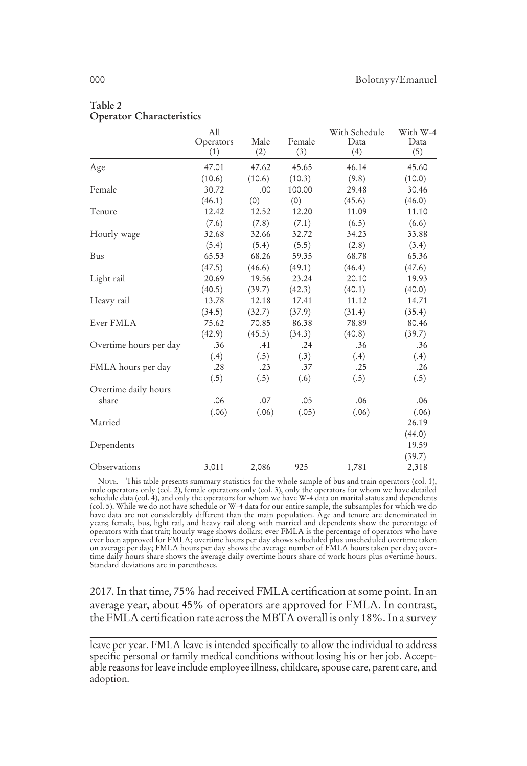**Table 2**
**Operator Characteristics**

| | All Operators (1) | Male (2) | Female (3) | With Schedule Data (4) | With W-4 Data (5) |
|---|---|---|---|---|---|
| Age | 47.01 | 47.62 | 45.65 | 46.14 | 45.60 |
| | (10.6) | (10.6) | (10.3) | (9.8) | (10.0) |
| Female | 30.72 | .00 | 100.00 | 29.48 | 30.46 |
| | (46.1) | (0) | (0) | (45.6) | (46.0) |
| Tenure | 12.42 | 12.52 | 12.20 | 11.09 | 11.10 |
| | (7.6) | (7.8) | (7.1) | (6.5) | (6.6) |
| Hourly wage | 32.68 | 32.66 | 32.72 | 34.23 | 33.88 |
| | (5.4) | (5.4) | (5.5) | (2.8) | (3.4) |
| Bus | 65.53 | 68.26 | 59.35 | 68.78 | 65.36 |
| | (47.5) | (46.6) | (49.1) | (46.4) | (47.6) |
| Light rail | 20.69 | 19.56 | 23.24 | 20.10 | 19.93 |
| | (40.5) | (39.7) | (42.3) | (40.1) | (40.0) |
| Heavy rail | 13.78 | 12.18 | 17.41 | 11.12 | 14.71 |
| | (34.5) | (32.7) | (37.9) | (31.4) | (35.4) |
| Ever FMLA | 75.62 | 70.85 | 86.38 | 78.89 | 80.46 |
| | (42.9) | (45.5) | (34.3) | (40.8) | (39.7) |
| Overtime hours per day | .36 | .41 | .24 | .36 | .36 |
| | (.4) | (.5) | (.3) | (.4) | (.4) |
| FMLA hours per day | .28 | .23 | .37 | .25 | .26 |
| | (.5) | (.5) | (.6) | (.5) | (.5) |
| Overtime daily hours share | .06 | .07 | .05 | .06 | .06 |
| | (.06) | (.06) | (.05) | (.06) | (.06) |
| Married | | | | | 26.19 |
| | | | | | (44.0) |
| Dependents | | | | | 19.59 |
| | | | | | (39.7) |
| Observations | 3,011 | 2,086 | 925 | 1,781 | 2,318 |

NOTE.—This table presents summary statistics for the whole sample of bus and train operators (col. 1), male operators only (col. 2), female operators only (col. 3), only the operators for whom we have detailed schedule data (col. 4), and only the operators for whom we have W-4 data on marital status and dependents (col. 5). While we do not have schedule or W-4 data for our entire sample, the subsamples for which we do have data are not considerably different than the main population. Age and tenure are denominated in years; female, bus, light rail, and heavy rail along with married and dependents show the percentage of operators with that trait; hourly wage shows dollars; ever FMLA is the percentage of operators who have ever been approved for FMLA; overtime hours per day shows scheduled plus unscheduled overtime taken on average per day; FMLA hours per day shows the average number of FMLA hours taken per day; overtime daily hours share shows the average daily overtime hours share of work hours plus overtime hours. Standard deviations are in parentheses.

2017. In that time, 75% had received FMLA certification at some point. In an average year, about 45% of operators are approved for FMLA. In contrast, the FMLA certification rate across the MBTA overall is only 18%. In a survey

leave per year. FMLA leave is intended specifically to allow the individual to address specific personal or family medical conditions without losing his or her job. Acceptable reasons for leave include employee illness, childcare, spouse care, parent care, and adoption.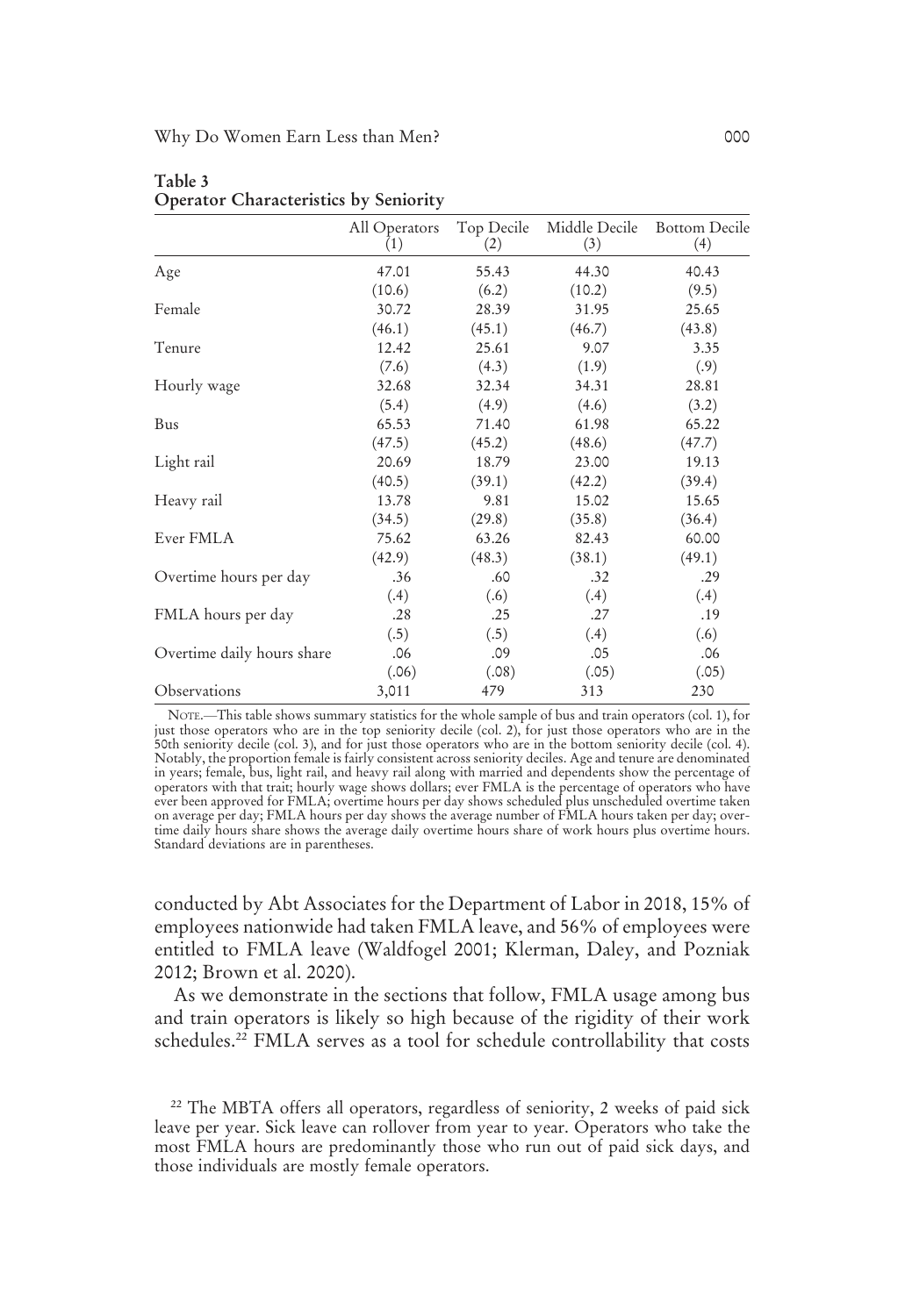**Table 3**
**Operator Characteristics by Seniority**

| | All Operators (1) | Top Decile (2) | Middle Decile (3) | Bottom Decile (4) |
|---|---|---|---|---|
| Age | 47.01 | 55.43 | 44.30 | 40.43 |
| | (10.6) | (6.2) | (10.2) | (9.5) |
| Female | 30.72 | 28.39 | 31.95 | 25.65 |
| | (46.1) | (45.1) | (46.7) | (43.8) |
| Tenure | 12.42 | 25.61 | 9.07 | 3.35 |
| | (7.6) | (4.3) | (1.9) | (.9) |
| Hourly wage | 32.68 | 32.34 | 34.31 | 28.81 |
| | (5.4) | (4.9) | (4.6) | (3.2) |
| Bus | 65.53 | 71.40 | 61.98 | 65.22 |
| | (47.5) | (45.2) | (48.6) | (47.7) |
| Light rail | 20.69 | 18.79 | 23.00 | 19.13 |
| | (40.5) | (39.1) | (42.2) | (39.4) |
| Heavy rail | 13.78 | 9.81 | 15.02 | 15.65 |
| | (34.5) | (29.8) | (35.8) | (36.4) |
| Ever FMLA | 75.62 | 63.26 | 82.43 | 60.00 |
| | (42.9) | (48.3) | (38.1) | (49.1) |
| Overtime hours per day | .36 | .60 | .32 | .29 |
| | (.4) | (.6) | (.4) | (.4) |
| FMLA hours per day | .28 | .25 | .27 | .19 |
| | (.5) | (.5) | (.4) | (.6) |
| Overtime daily hours share | .06 | .09 | .05 | .06 |
| | (.06) | (.08) | (.05) | (.05) |
| Observations | 3,011 | 479 | 313 | 230 |

NOTE.—This table shows summary statistics for the whole sample of bus and train operators (col. 1), for just those operators who are in the top seniority decile (col. 2), for just those operators who are in the 50th seniority decile (col. 3), and for just those operators who are in the bottom seniority decile (col. 4). Notably, the proportion female is fairly consistent across seniority deciles. Age and tenure are denominated in years; female, bus, light rail, and heavy rail along with married and dependents show the percentage of operators with that trait; hourly wage shows dollars; ever FMLA is the percentage of operators who have ever been approved for FMLA; overtime hours per day shows scheduled plus unscheduled overtime taken on average per day; FMLA hours per day shows the average number of FMLA hours taken per day; overtime daily hours share shows the average daily overtime hours share of work hours plus overtime hours. Standard deviations are in parentheses.

conducted by Abt Associates for the Department of Labor in 2018, 15% of employees nationwide had taken FMLA leave, and 56% of employees were entitled to FMLA leave (Waldfogel 2001; Klerman, Daley, and Pozniak 2012; Brown et al. 2020).

As we demonstrate in the sections that follow, FMLA usage among bus and train operators is likely so high because of the rigidity of their work schedules.[22] FMLA serves as a tool for schedule controllability that costs

[22] The MBTA offers all operators, regardless of seniority, 2 weeks of paid sick leave per year. Sick leave can rollover from year to year. Operators who take the most FMLA hours are predominantly those who run out of paid sick days, and those individuals are mostly female operators.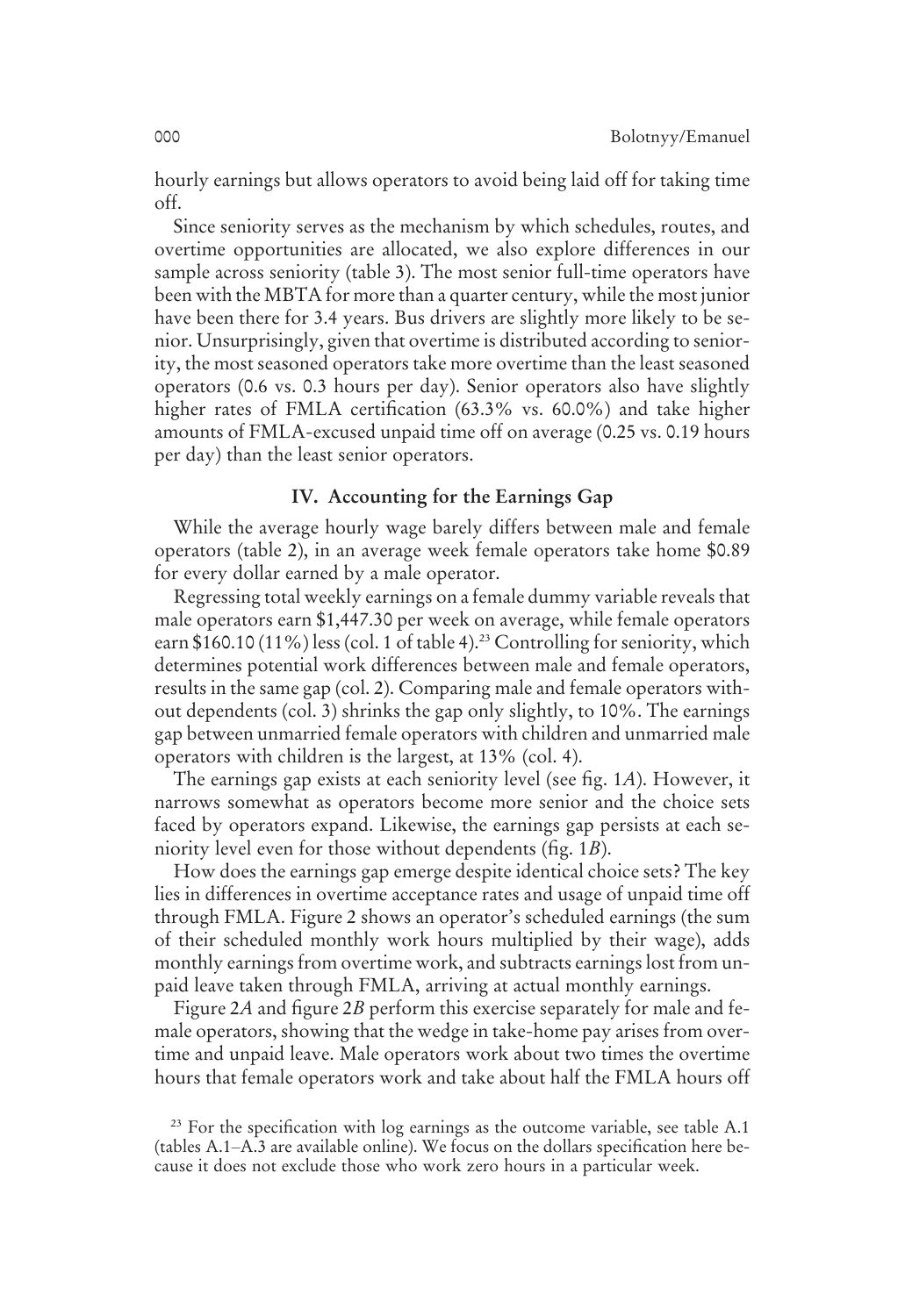hourly earnings but allows operators to avoid being laid off for taking time off.

Since seniority serves as the mechanism by which schedules, routes, and overtime opportunities are allocated, we also explore differences in our sample across seniority (table 3). The most senior full-time operators have been with the MBTA for more than a quarter century, while the most junior have been there for 3.4 years. Bus drivers are slightly more likely to be senior. Unsurprisingly, given that overtime is distributed according to seniority, the most seasoned operators take more overtime than the least seasoned operators (0.6 vs. 0.3 hours per day). Senior operators also have slightly higher rates of FMLA certification (63.3% vs. 60.0%) and take higher amounts of FMLA-excused unpaid time off on average (0.25 vs. 0.19 hours per day) than the least senior operators.

## IV. Accounting for the Earnings Gap

While the average hourly wage barely differs between male and female operators (table 2), in an average week female operators take home $0.89 for every dollar earned by a male operator.

Regressing total weekly earnings on a female dummy variable reveals that male operators earn $1,447.30 per week on average, while female operators earn $160.10 (11%) less (col. 1 of table 4).[23] Controlling for seniority, which determines potential work differences between male and female operators, results in the same gap (col. 2). Comparing male and female operators without dependents (col. 3) shrinks the gap only slightly, to 10%. The earnings gap between unmarried female operators with children and unmarried male operators with children is the largest, at 13% (col. 4).

The earnings gap exists at each seniority level (see fig. 1*A*). However, it narrows somewhat as operators become more senior and the choice sets faced by operators expand. Likewise, the earnings gap persists at each seniority level even for those without dependents (fig. 1*B*).

How does the earnings gap emerge despite identical choice sets? The key lies in differences in overtime acceptance rates and usage of unpaid time off through FMLA. Figure 2 shows an operator's scheduled earnings (the sum of their scheduled monthly work hours multiplied by their wage), adds monthly earnings from overtime work, and subtracts earnings lost from unpaid leave taken through FMLA, arriving at actual monthly earnings.

Figure 2*A* and figure 2*B* perform this exercise separately for male and female operators, showing that the wedge in take-home pay arises from overtime and unpaid leave. Male operators work about two times the overtime hours that female operators work and take about half the FMLA hours off

[23] For the specification with log earnings as the outcome variable, see table A.1 (tables A.1–A.3 are available online). We focus on the dollars specification here because it does not exclude those who work zero hours in a particular week.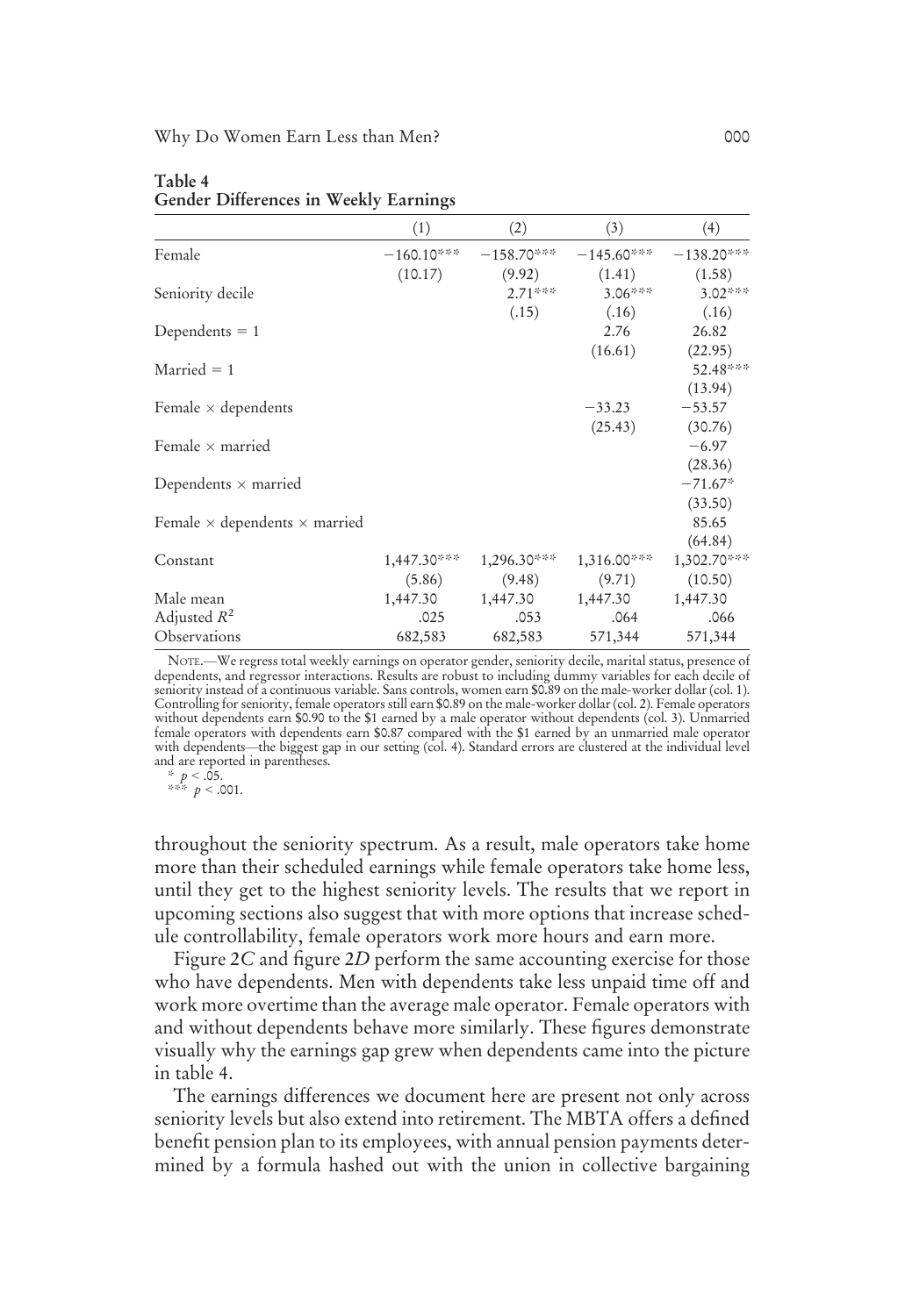**Table 4**
**Gender Differences in Weekly Earnings**

| | (1) | (2) | (3) | (4) |
|---|---|---|---|---|
| Female | −160.10*** | −158.70*** | −145.60*** | −138.20*** |
| | (10.17) | (9.92) | (1.41) | (1.58) |
| Seniority decile | | 2.71*** | 3.06*** | 3.02*** |
| | | (.15) | (.16) | (.16) |
| Dependents = 1 | | | 2.76 | 26.82 |
| | | | (16.61) | (22.95) |
| Married = 1 | | | | 52.48*** |
| | | | | (13.94) |
| Female × dependents | | | −33.23 | −53.57 |
| | | | (25.43) | (30.76) |
| Female × married | | | | −6.97 |
| | | | | (28.36) |
| Dependents × married | | | | −71.67* |
| | | | | (33.50) |
| Female × dependents × married | | | | 85.65 |
| | | | | (64.84) |
| Constant | 1,447.30*** | 1,296.30*** | 1,316.00*** | 1,302.70*** |
| | (5.86) | (9.48) | (9.71) | (10.50) |
| Male mean | 1,447.30 | 1,447.30 | 1,447.30 | 1,447.30 |
| Adjusted $R^2$ | .025 | .053 | .064 | .066 |
| Observations | 682,583 | 682,583 | 571,344 | 571,344 |

NOTE.—We regress total weekly earnings on operator gender, seniority decile, marital status, presence of dependents, and regressor interactions. Results are robust to including dummy variables for each decile of seniority instead of a continuous variable. Sans controls, women earn \$0.89 on the male-worker dollar (col. 1). Controlling for seniority, female operators still earn \$0.89 on the male-worker dollar (col. 2). Female operators without dependents earn \$0.90 to the \$1 earned by a male operator without dependents (col. 3). Unmarried female operators with dependents earn \$0.87 compared with the \$1 earned by an unmarried male operator with dependents—the biggest gap in our setting (col. 4). Standard errors are clustered at the individual level and are reported in parentheses.
* $p < .05$.
*** $p < .001$.

throughout the seniority spectrum. As a result, male operators take home more than their scheduled earnings while female operators take home less, until they get to the highest seniority levels. The results that we report in upcoming sections also suggest that with more options that increase schedule controllability, female operators work more hours and earn more.

Figure 2*C* and figure 2*D* perform the same accounting exercise for those who have dependents. Men with dependents take less unpaid time off and work more overtime than the average male operator. Female operators with and without dependents behave more similarly. These figures demonstrate visually why the earnings gap grew when dependents came into the picture in table 4.

The earnings differences we document here are present not only across seniority levels but also extend into retirement. The MBTA offers a defined benefit pension plan to its employees, with annual pension payments determined by a formula hashed out with the union in collective bargaining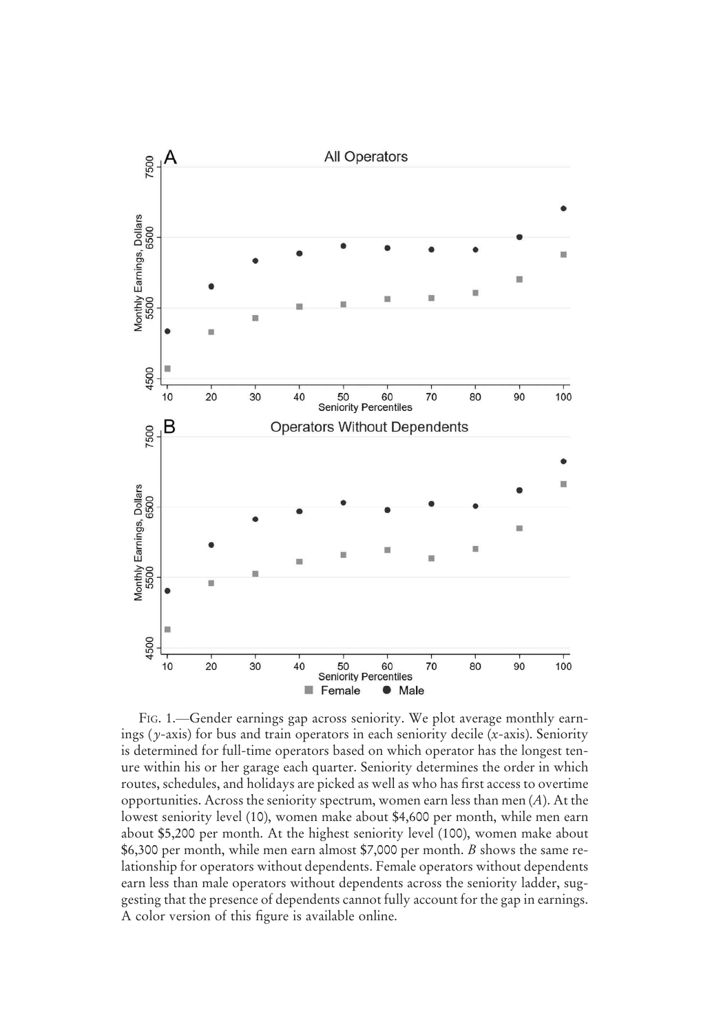FIG. 1.—Gender earnings gap across seniority. We plot average monthly earnings ($y$-axis) for bus and train operators in each seniority decile ($x$-axis). Seniority is determined for full-time operators based on which operator has the longest tenure within his or her garage each quarter. Seniority determines the order in which routes, schedules, and holidays are picked as well as who has first access to overtime opportunities. Across the seniority spectrum, women earn less than men (*A*). At the lowest seniority level (10), women make about $4,600 per month, while men earn about $5,200 per month. At the highest seniority level (100), women make about $6,300 per month, while men earn almost $7,000 per month. *B* shows the same relationship for operators without dependents. Female operators without dependents earn less than male operators without dependents across the seniority ladder, suggesting that the presence of dependents cannot fully account for the gap in earnings. A color version of this figure is available online.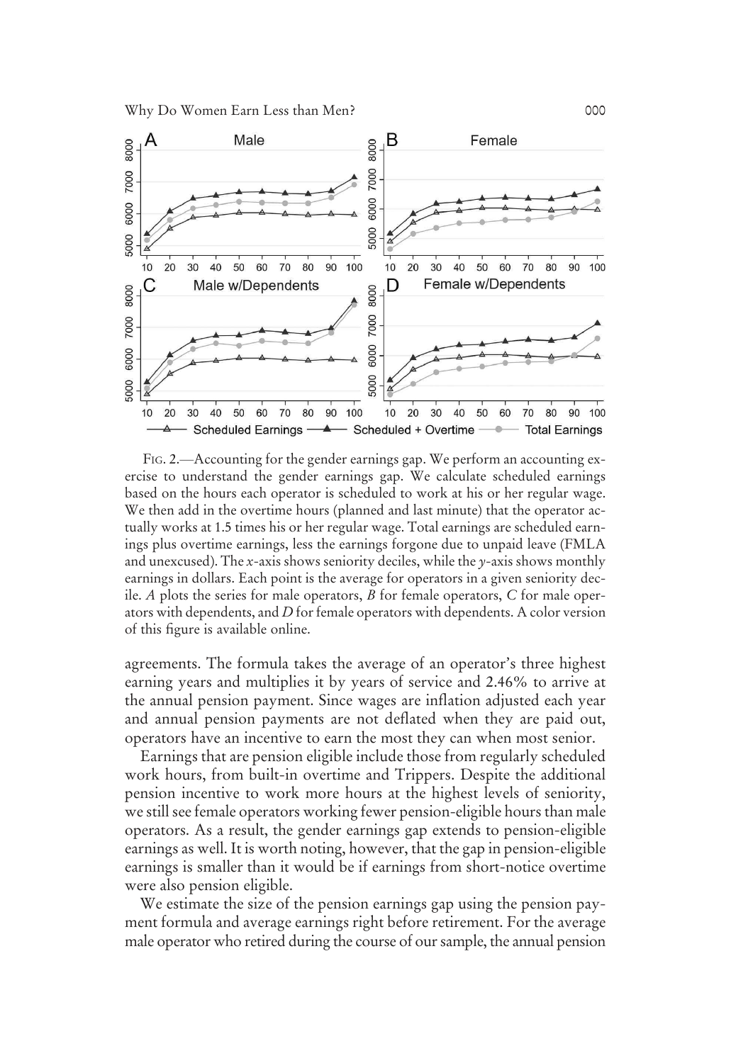FIG. 2.—Accounting for the gender earnings gap. We perform an accounting exercise to understand the gender earnings gap. We calculate scheduled earnings based on the hours each operator is scheduled to work at his or her regular wage. We then add in the overtime hours (planned and last minute) that the operator actually works at 1.5 times his or her regular wage. Total earnings are scheduled earnings plus overtime earnings, less the earnings forgone due to unpaid leave (FMLA and unexcused). The *x*-axis shows seniority deciles, while the *y*-axis shows monthly earnings in dollars. Each point is the average for operators in a given seniority decile. *A* plots the series for male operators, *B* for female operators, *C* for male operators with dependents, and *D* for female operators with dependents. A color version of this figure is available online.

agreements. The formula takes the average of an operator's three highest earning years and multiplies it by years of service and 2.46% to arrive at the annual pension payment. Since wages are inflation adjusted each year and annual pension payments are not deflated when they are paid out, operators have an incentive to earn the most they can when most senior.

Earnings that are pension eligible include those from regularly scheduled work hours, from built-in overtime and Trippers. Despite the additional pension incentive to work more hours at the highest levels of seniority, we still see female operators working fewer pension-eligible hours than male operators. As a result, the gender earnings gap extends to pension-eligible earnings as well. It is worth noting, however, that the gap in pension-eligible earnings is smaller than it would be if earnings from short-notice overtime were also pension eligible.

We estimate the size of the pension earnings gap using the pension payment formula and average earnings right before retirement. For the average male operator who retired during the course of our sample, the annual pension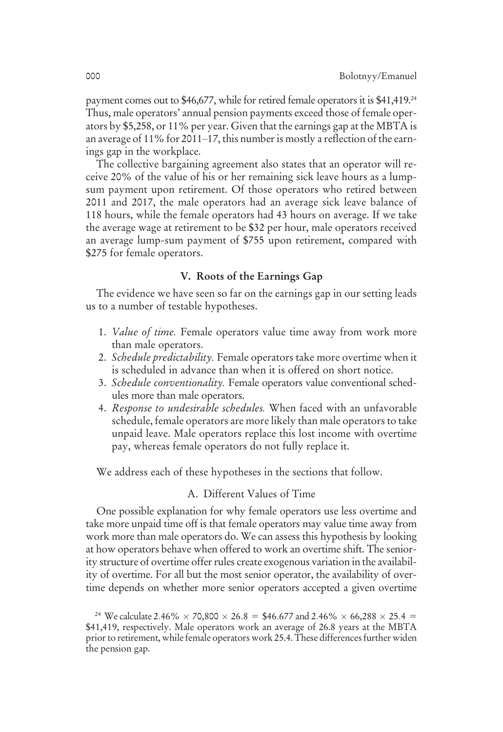payment comes out to \$46,677, while for retired female operators it is \$41,419.[24] Thus, male operators' annual pension payments exceed those of female operators by \$5,258, or 11% per year. Given that the earnings gap at the MBTA is an average of 11% for 2011–17, this number is mostly a reflection of the earnings gap in the workplace.

The collective bargaining agreement also states that an operator will receive 20% of the value of his or her remaining sick leave hours as a lump-sum payment upon retirement. Of those operators who retired between 2011 and 2017, the male operators had an average sick leave balance of 118 hours, while the female operators had 43 hours on average. If we take the average wage at retirement to be \$32 per hour, male operators received an average lump-sum payment of \$755 upon retirement, compared with \$275 for female operators.

## V. Roots of the Earnings Gap

The evidence we have seen so far on the earnings gap in our setting leads us to a number of testable hypotheses.

1. *Value of time.* Female operators value time away from work more than male operators.
2. *Schedule predictability.* Female operators take more overtime when it is scheduled in advance than when it is offered on short notice.
3. *Schedule conventionality.* Female operators value conventional schedules more than male operators.
4. *Response to undesirable schedules.* When faced with an unfavorable schedule, female operators are more likely than male operators to take unpaid leave. Male operators replace this lost income with overtime pay, whereas female operators do not fully replace it.

We address each of these hypotheses in the sections that follow.

### A. Different Values of Time

One possible explanation for why female operators use less overtime and take more unpaid time off is that female operators may value time away from work more than male operators do. We can assess this hypothesis by looking at how operators behave when offered to work an overtime shift. The seniority structure of overtime offer rules create exogenous variation in the availability of overtime. For all but the most senior operator, the availability of overtime depends on whether more senior operators accepted a given overtime

[24] We calculate $2.46\% \times 70{,}800 \times 26.8 = \$46.677$ and $2.46\% \times 66{,}288 \times 25.4 = \$41{,}419$, respectively. Male operators work an average of 26.8 years at the MBTA prior to retirement, while female operators work 25.4. These differences further widen the pension gap.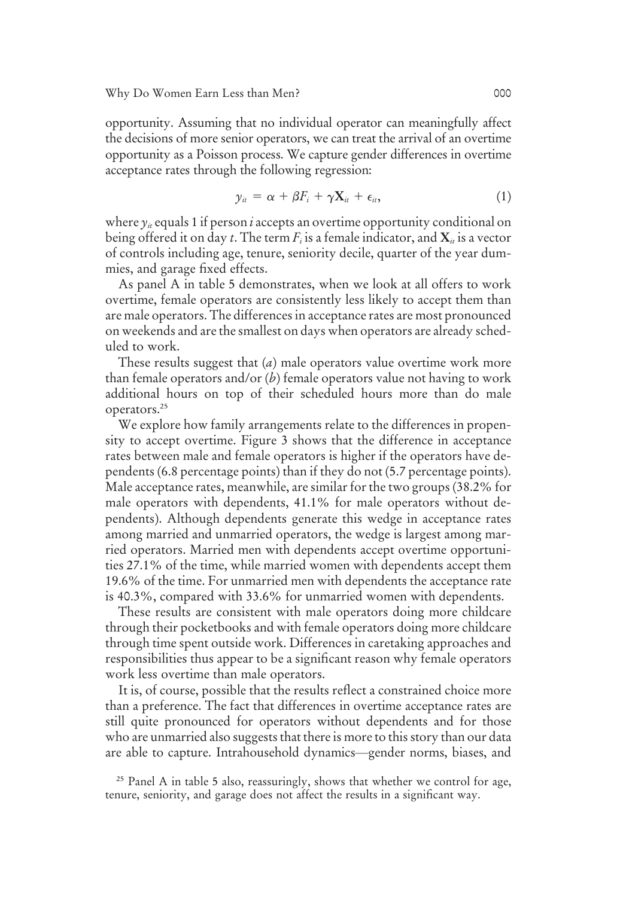opportunity. Assuming that no individual operator can meaningfully affect the decisions of more senior operators, we can treat the arrival of an overtime opportunity as a Poisson process. We capture gender differences in overtime acceptance rates through the following regression:

$$y_{it} = \alpha + \beta F_i + \gamma \mathbf{X}_{it} + \epsilon_{it}, \tag{1}$$

where $y_{it}$ equals 1 if person $i$ accepts an overtime opportunity conditional on being offered it on day $t$. The term $F_i$ is a female indicator, and $\mathbf{X}_{it}$ is a vector of controls including age, tenure, seniority decile, quarter of the year dummies, and garage fixed effects.

As panel A in table 5 demonstrates, when we look at all offers to work overtime, female operators are consistently less likely to accept them than are male operators. The differences in acceptance rates are most pronounced on weekends and are the smallest on days when operators are already scheduled to work.

These results suggest that (*a*) male operators value overtime work more than female operators and/or (*b*) female operators value not having to work additional hours on top of their scheduled hours more than do male operators.[25]

We explore how family arrangements relate to the differences in propensity to accept overtime. Figure 3 shows that the difference in acceptance rates between male and female operators is higher if the operators have dependents (6.8 percentage points) than if they do not (5.7 percentage points). Male acceptance rates, meanwhile, are similar for the two groups (38.2% for male operators with dependents, 41.1% for male operators without dependents). Although dependents generate this wedge in acceptance rates among married and unmarried operators, the wedge is largest among married operators. Married men with dependents accept overtime opportunities 27.1% of the time, while married women with dependents accept them 19.6% of the time. For unmarried men with dependents the acceptance rate is 40.3%, compared with 33.6% for unmarried women with dependents.

These results are consistent with male operators doing more childcare through their pocketbooks and with female operators doing more childcare through time spent outside work. Differences in caretaking approaches and responsibilities thus appear to be a significant reason why female operators work less overtime than male operators.

It is, of course, possible that the results reflect a constrained choice more than a preference. The fact that differences in overtime acceptance rates are still quite pronounced for operators without dependents and for those who are unmarried also suggests that there is more to this story than our data are able to capture. Intrahousehold dynamics—gender norms, biases, and

[25] Panel A in table 5 also, reassuringly, shows that whether we control for age, tenure, seniority, and garage does not affect the results in a significant way.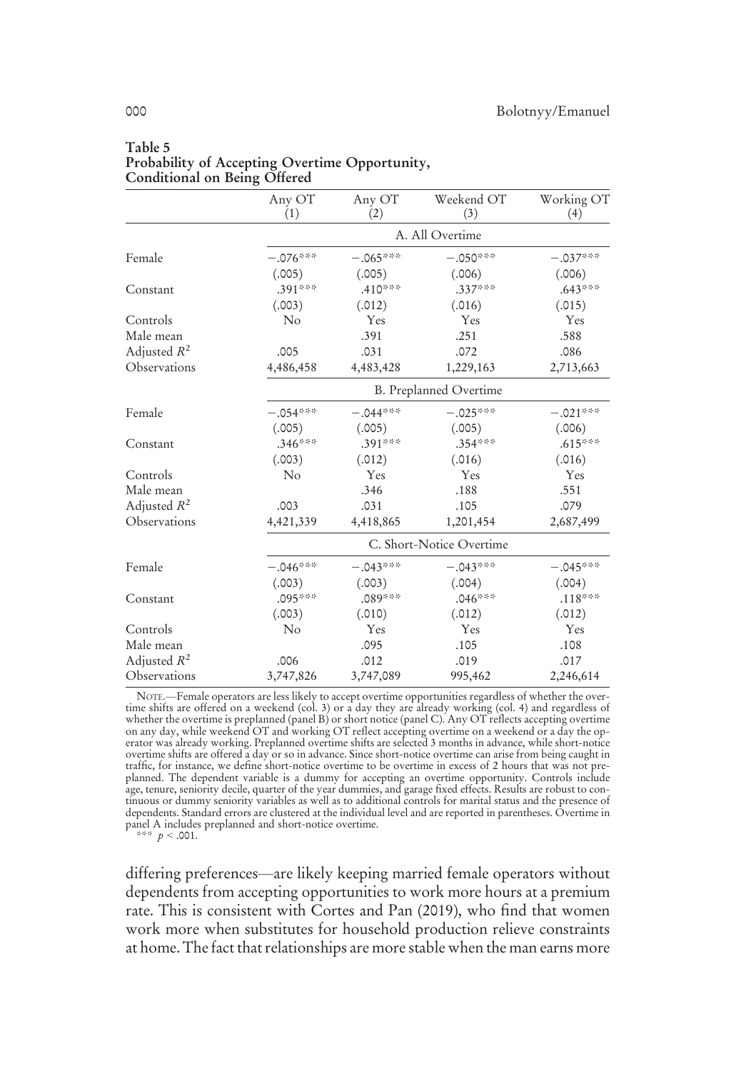**Table 5**
**Probability of Accepting Overtime Opportunity, Conditional on Being Offered**

| | Any OT (1) | Any OT (2) | Weekend OT (3) | Working OT (4) |
|---|---|---|---|---|
| | A. All Overtime | | | |
| Female | −.076*** | −.065*** | −.050*** | −.037*** |
| | (.005) | (.005) | (.006) | (.006) |
| Constant | .391*** | .410*** | .337*** | .643*** |
| | (.003) | (.012) | (.016) | (.015) |
| Controls | No | Yes | Yes | Yes |
| Male mean | | .391 | .251 | .588 |
| Adjusted $R^2$ | .005 | .031 | .072 | .086 |
| Observations | 4,486,458 | 4,483,428 | 1,229,163 | 2,713,663 |
| | B. Preplanned Overtime | | | |
| Female | −.054*** | −.044*** | −.025*** | −.021*** |
| | (.005) | (.005) | (.005) | (.006) |
| Constant | .346*** | .391*** | .354*** | .615*** |
| | (.003) | (.012) | (.016) | (.016) |
| Controls | No | Yes | Yes | Yes |
| Male mean | | .346 | .188 | .551 |
| Adjusted $R^2$ | .003 | .031 | .105 | .079 |
| Observations | 4,421,339 | 4,418,865 | 1,201,454 | 2,687,499 |
| | C. Short-Notice Overtime | | | |
| Female | −.046*** | −.043*** | −.043*** | −.045*** |
| | (.003) | (.003) | (.004) | (.004) |
| Constant | .095*** | .089*** | .046*** | .118*** |
| | (.003) | (.010) | (.012) | (.012) |
| Controls | No | Yes | Yes | Yes |
| Male mean | | .095 | .105 | .108 |
| Adjusted $R^2$ | .006 | .012 | .019 | .017 |
| Observations | 3,747,826 | 3,747,089 | 995,462 | 2,246,614 |

NOTE.—Female operators are less likely to accept overtime opportunities regardless of whether the overtime shifts are offered on a weekend (col. 3) or a day they are already working (col. 4) and regardless of whether the overtime is preplanned (panel B) or short notice (panel C). Any OT reflects accepting overtime on any day, while weekend OT and working OT reflect accepting overtime on a weekend or a day the operator was already working. Preplanned overtime shifts are selected 3 months in advance, while short-notice overtime shifts are offered a day or so in advance. Since short-notice overtime can arise from being caught in traffic, for instance, we define short-notice overtime to be overtime in excess of 2 hours that was not preplanned. The dependent variable is a dummy for accepting an overtime opportunity. Controls include age, tenure, seniority decile, quarter of the year dummies, and garage fixed effects. Results are robust to continuous or dummy seniority variables as well as to additional controls for marital status and the presence of dependents. Standard errors are clustered at the individual level and are reported in parentheses. Overtime in panel A includes preplanned and short-notice overtime.
*** $p < .001$.

differing preferences—are likely keeping married female operators without dependents from accepting opportunities to work more hours at a premium rate. This is consistent with Cortes and Pan (2019), who find that women work more when substitutes for household production relieve constraints at home. The fact that relationships are more stable when the man earns more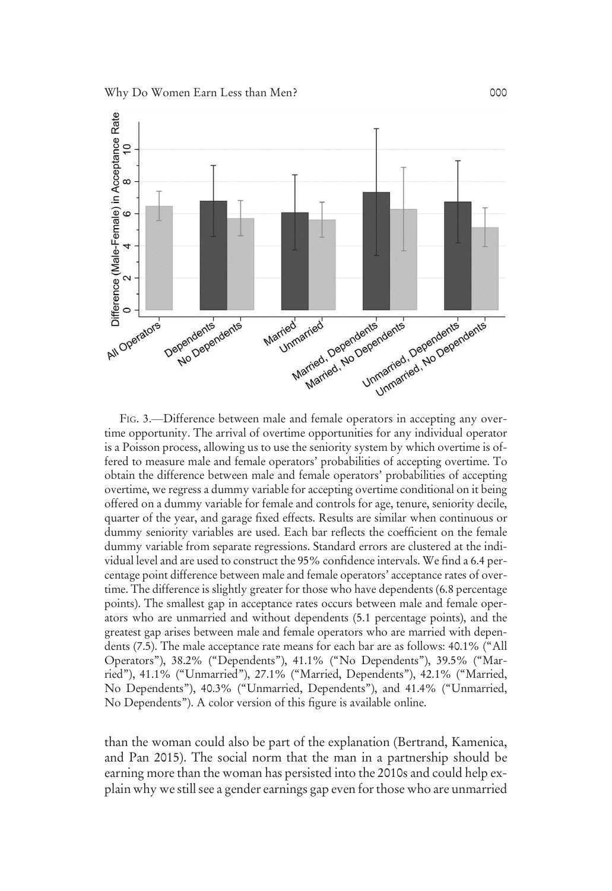FIG. 3.—Difference between male and female operators in accepting any overtime opportunity. The arrival of overtime opportunities for any individual operator is a Poisson process, allowing us to use the seniority system by which overtime is offered to measure male and female operators' probabilities of accepting overtime. To obtain the difference between male and female operators' probabilities of accepting overtime, we regress a dummy variable for accepting overtime conditional on it being offered on a dummy variable for female and controls for age, tenure, seniority decile, quarter of the year, and garage fixed effects. Results are similar when continuous or dummy seniority variables are used. Each bar reflects the coefficient on the female dummy variable from separate regressions. Standard errors are clustered at the individual level and are used to construct the 95% confidence intervals. We find a 6.4 percentage point difference between male and female operators' acceptance rates of overtime. The difference is slightly greater for those who have dependents (6.8 percentage points). The smallest gap in acceptance rates occurs between male and female operators who are unmarried and without dependents (5.1 percentage points), and the greatest gap arises between male and female operators who are married with dependents (7.5). The male acceptance rate means for each bar are as follows: 40.1% ("All Operators"), 38.2% ("Dependents"), 41.1% ("No Dependents"), 39.5% ("Married"), 41.1% ("Unmarried"), 27.1% ("Married, Dependents"), 42.1% ("Married, No Dependents"), 40.3% ("Unmarried, Dependents"), and 41.4% ("Unmarried, No Dependents"). A color version of this figure is available online.

than the woman could also be part of the explanation (Bertrand, Kamenica, and Pan 2015). The social norm that the man in a partnership should be earning more than the woman has persisted into the 2010s and could help explain why we still see a gender earnings gap even for those who are unmarried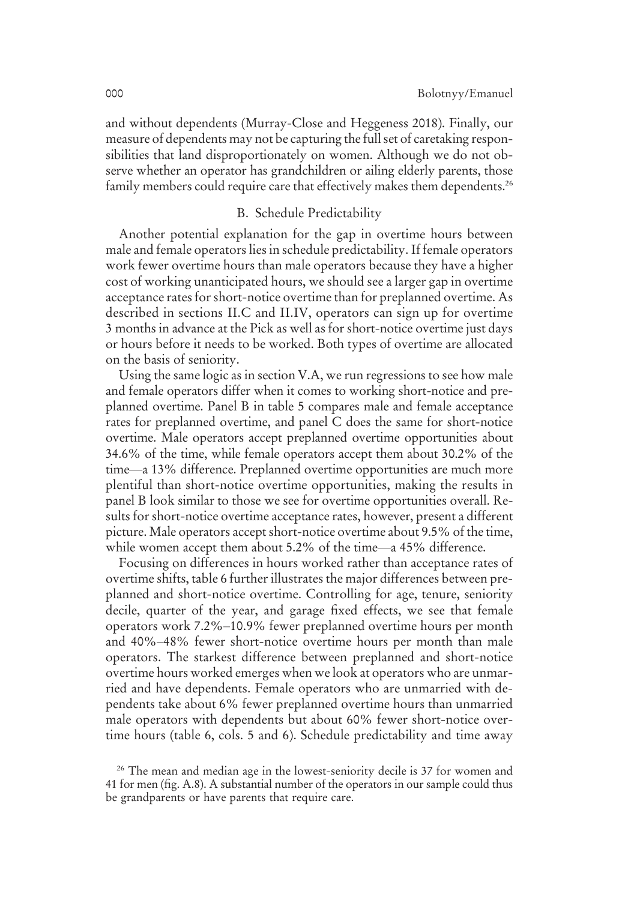and without dependents (Murray-Close and Heggeness 2018). Finally, our measure of dependents may not be capturing the full set of caretaking responsibilities that land disproportionately on women. Although we do not observe whether an operator has grandchildren or ailing elderly parents, those family members could require care that effectively makes them dependents.[26]

### B. Schedule Predictability

Another potential explanation for the gap in overtime hours between male and female operators lies in schedule predictability. If female operators work fewer overtime hours than male operators because they have a higher cost of working unanticipated hours, we should see a larger gap in overtime acceptance rates for short-notice overtime than for preplanned overtime. As described in sections II.C and II.IV, operators can sign up for overtime 3 months in advance at the Pick as well as for short-notice overtime just days or hours before it needs to be worked. Both types of overtime are allocated on the basis of seniority.

Using the same logic as in section V.A, we run regressions to see how male and female operators differ when it comes to working short-notice and preplanned overtime. Panel B in table 5 compares male and female acceptance rates for preplanned overtime, and panel C does the same for short-notice overtime. Male operators accept preplanned overtime opportunities about 34.6% of the time, while female operators accept them about 30.2% of the time—a 13% difference. Preplanned overtime opportunities are much more plentiful than short-notice overtime opportunities, making the results in panel B look similar to those we see for overtime opportunities overall. Results for short-notice overtime acceptance rates, however, present a different picture. Male operators accept short-notice overtime about 9.5% of the time, while women accept them about 5.2% of the time—a 45% difference.

Focusing on differences in hours worked rather than acceptance rates of overtime shifts, table 6 further illustrates the major differences between preplanned and short-notice overtime. Controlling for age, tenure, seniority decile, quarter of the year, and garage fixed effects, we see that female operators work 7.2%–10.9% fewer preplanned overtime hours per month and 40%–48% fewer short-notice overtime hours per month than male operators. The starkest difference between preplanned and short-notice overtime hours worked emerges when we look at operators who are unmarried and have dependents. Female operators who are unmarried with dependents take about 6% fewer preplanned overtime hours than unmarried male operators with dependents but about 60% fewer short-notice overtime hours (table 6, cols. 5 and 6). Schedule predictability and time away

[26] The mean and median age in the lowest-seniority decile is 37 for women and 41 for men (fig. A.8). A substantial number of the operators in our sample could thus be grandparents or have parents that require care.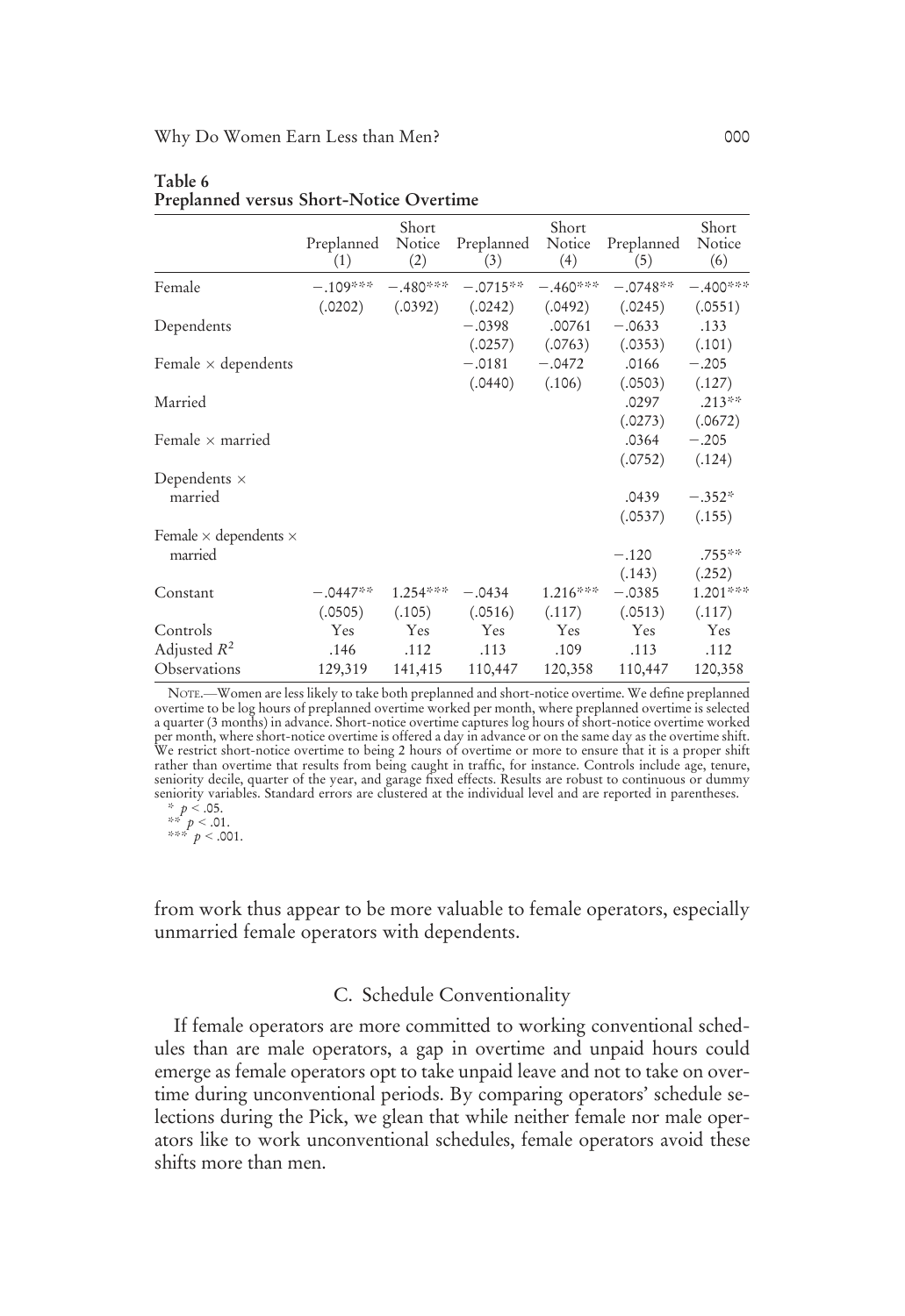**Table 6**
**Preplanned versus Short-Notice Overtime**

| | Preplanned (1) | Short Notice (2) | Preplanned (3) | Short Notice (4) | Preplanned (5) | Short Notice (6) |
|---|---|---|---|---|---|---|
| Female | −.109*** | −.480*** | −.0715** | −.460*** | −.0748** | −.400*** |
| | (.0202) | (.0392) | (.0242) | (.0492) | (.0245) | (.0551) |
| Dependents | | | −.0398 | .00761 | −.0633 | .133 |
| | | | (.0257) | (.0763) | (.0353) | (.101) |
| Female × dependents | | | −.0181 | −.0472 | .0166 | −.205 |
| | | | (.0440) | (.106) | (.0503) | (.127) |
| Married | | | | | .0297 | .213** |
| | | | | | (.0273) | (.0672) |
| Female × married | | | | | .0364 | −.205 |
| | | | | | (.0752) | (.124) |
| Dependents × married | | | | | .0439 | −.352* |
| | | | | | (.0537) | (.155) |
| Female × dependents × married | | | | | −.120 | .755** |
| | | | | | (.143) | (.252) |
| Constant | −.0447** | 1.254*** | −.0434 | 1.216*** | −.0385 | 1.201*** |
| | (.0505) | (.105) | (.0516) | (.117) | (.0513) | (.117) |
| Controls | Yes | Yes | Yes | Yes | Yes | Yes |
| Adjusted $R^2$ | .146 | .112 | .113 | .109 | .113 | .112 |
| Observations | 129,319 | 141,415 | 110,447 | 120,358 | 110,447 | 120,358 |

NOTE.—Women are less likely to take both preplanned and short-notice overtime. We define preplanned overtime to be log hours of preplanned overtime worked per month, where preplanned overtime is selected a quarter (3 months) in advance. Short-notice overtime captures log hours of short-notice overtime worked per month, where short-notice overtime is offered a day in advance or on the same day as the overtime shift. We restrict short-notice overtime to being 2 hours of overtime or more to ensure that it is a proper shift rather than overtime that results from being caught in traffic, for instance. Controls include age, tenure, seniority decile, quarter of the year, and garage fixed effects. Results are robust to continuous or dummy seniority variables. Standard errors are clustered at the individual level and are reported in parentheses.
* $p < .05$.
** $p < .01$.
*** $p < .001$.

from work thus appear to be more valuable to female operators, especially unmarried female operators with dependents.

### C. Schedule Conventionality

If female operators are more committed to working conventional schedules than are male operators, a gap in overtime and unpaid hours could emerge as female operators opt to take unpaid leave and not to take on overtime during unconventional periods. By comparing operators' schedule selections during the Pick, we glean that while neither female nor male operators like to work unconventional schedules, female operators avoid these shifts more than men.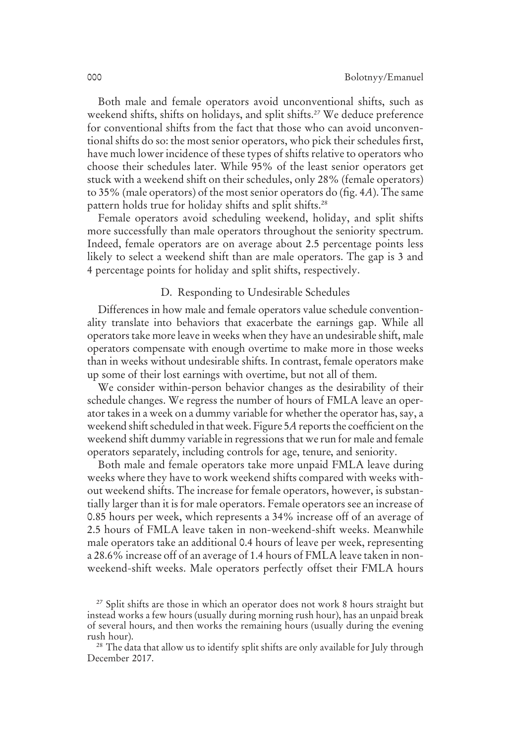Both male and female operators avoid unconventional shifts, such as weekend shifts, shifts on holidays, and split shifts.[27] We deduce preference for conventional shifts from the fact that those who can avoid unconventional shifts do so: the most senior operators, who pick their schedules first, have much lower incidence of these types of shifts relative to operators who choose their schedules later. While 95% of the least senior operators get stuck with a weekend shift on their schedules, only 28% (female operators) to 35% (male operators) of the most senior operators do (fig. 4*A*). The same pattern holds true for holiday shifts and split shifts.[28]

Female operators avoid scheduling weekend, holiday, and split shifts more successfully than male operators throughout the seniority spectrum. Indeed, female operators are on average about 2.5 percentage points less likely to select a weekend shift than are male operators. The gap is 3 and 4 percentage points for holiday and split shifts, respectively.

### D. Responding to Undesirable Schedules

Differences in how male and female operators value schedule conventionality translate into behaviors that exacerbate the earnings gap. While all operators take more leave in weeks when they have an undesirable shift, male operators compensate with enough overtime to make more in those weeks than in weeks without undesirable shifts. In contrast, female operators make up some of their lost earnings with overtime, but not all of them.

We consider within-person behavior changes as the desirability of their schedule changes. We regress the number of hours of FMLA leave an operator takes in a week on a dummy variable for whether the operator has, say, a weekend shift scheduled in that week. Figure 5*A* reports the coefficient on the weekend shift dummy variable in regressions that we run for male and female operators separately, including controls for age, tenure, and seniority.

Both male and female operators take more unpaid FMLA leave during weeks where they have to work weekend shifts compared with weeks without weekend shifts. The increase for female operators, however, is substantially larger than it is for male operators. Female operators see an increase of 0.85 hours per week, which represents a 34% increase off of an average of 2.5 hours of FMLA leave taken in non-weekend-shift weeks. Meanwhile male operators take an additional 0.4 hours of leave per week, representing a 28.6% increase off of an average of 1.4 hours of FMLA leave taken in non-weekend-shift weeks. Male operators perfectly offset their FMLA hours

[27] Split shifts are those in which an operator does not work 8 hours straight but instead works a few hours (usually during morning rush hour), has an unpaid break of several hours, and then works the remaining hours (usually during the evening rush hour).

[28] The data that allow us to identify split shifts are only available for July through December 2017.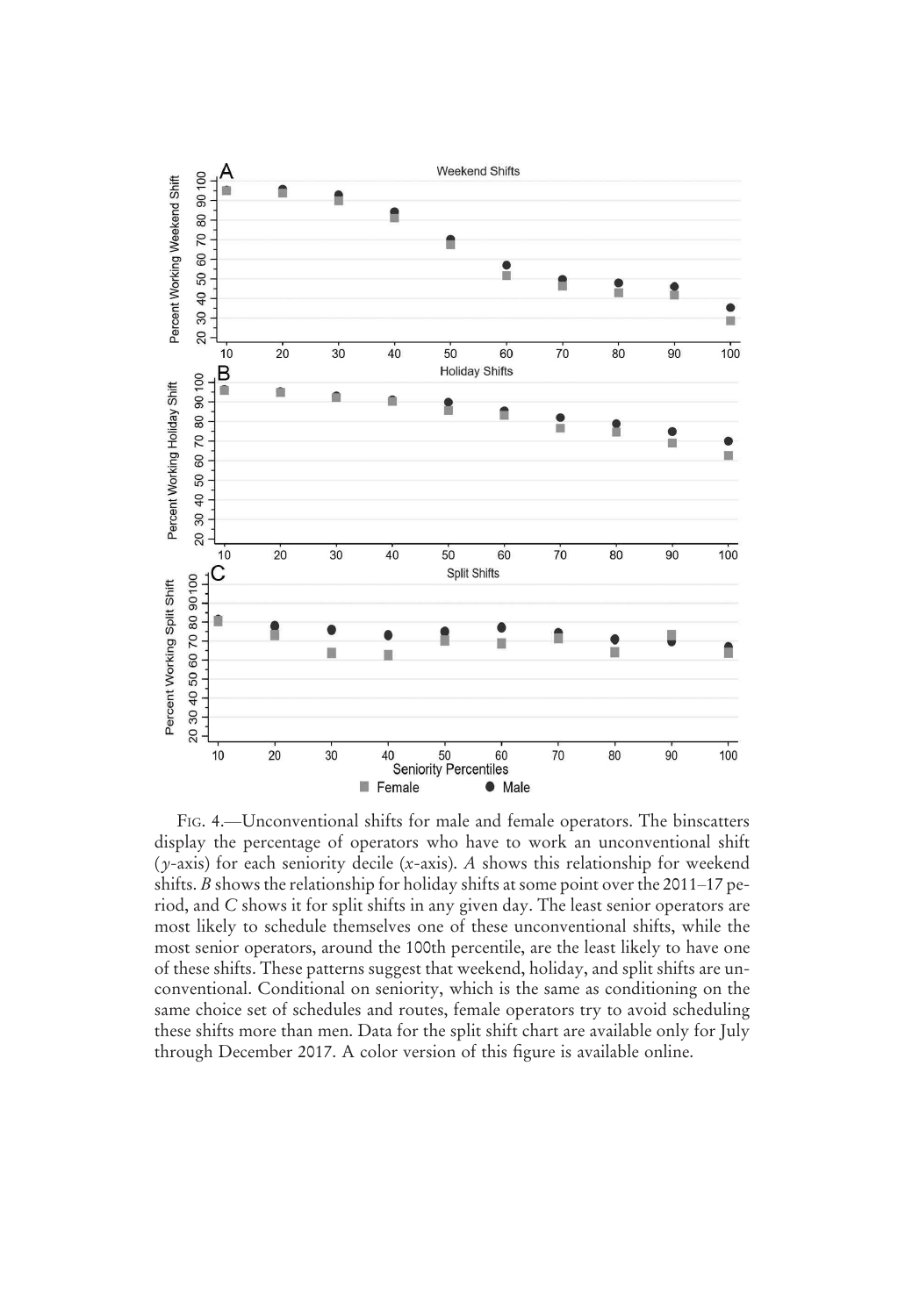FIG. 4.—Unconventional shifts for male and female operators. The binscatters display the percentage of operators who have to work an unconventional shift ($y$-axis) for each seniority decile ($x$-axis). *A* shows this relationship for weekend shifts. *B* shows the relationship for holiday shifts at some point over the 2011–17 period, and *C* shows it for split shifts in any given day. The least senior operators are most likely to schedule themselves one of these unconventional shifts, while the most senior operators, around the 100th percentile, are the least likely to have one of these shifts. These patterns suggest that weekend, holiday, and split shifts are unconventional. Conditional on seniority, which is the same as conditioning on the same choice set of schedules and routes, female operators try to avoid scheduling these shifts more than men. Data for the split shift chart are available only for July through December 2017. A color version of this figure is available online.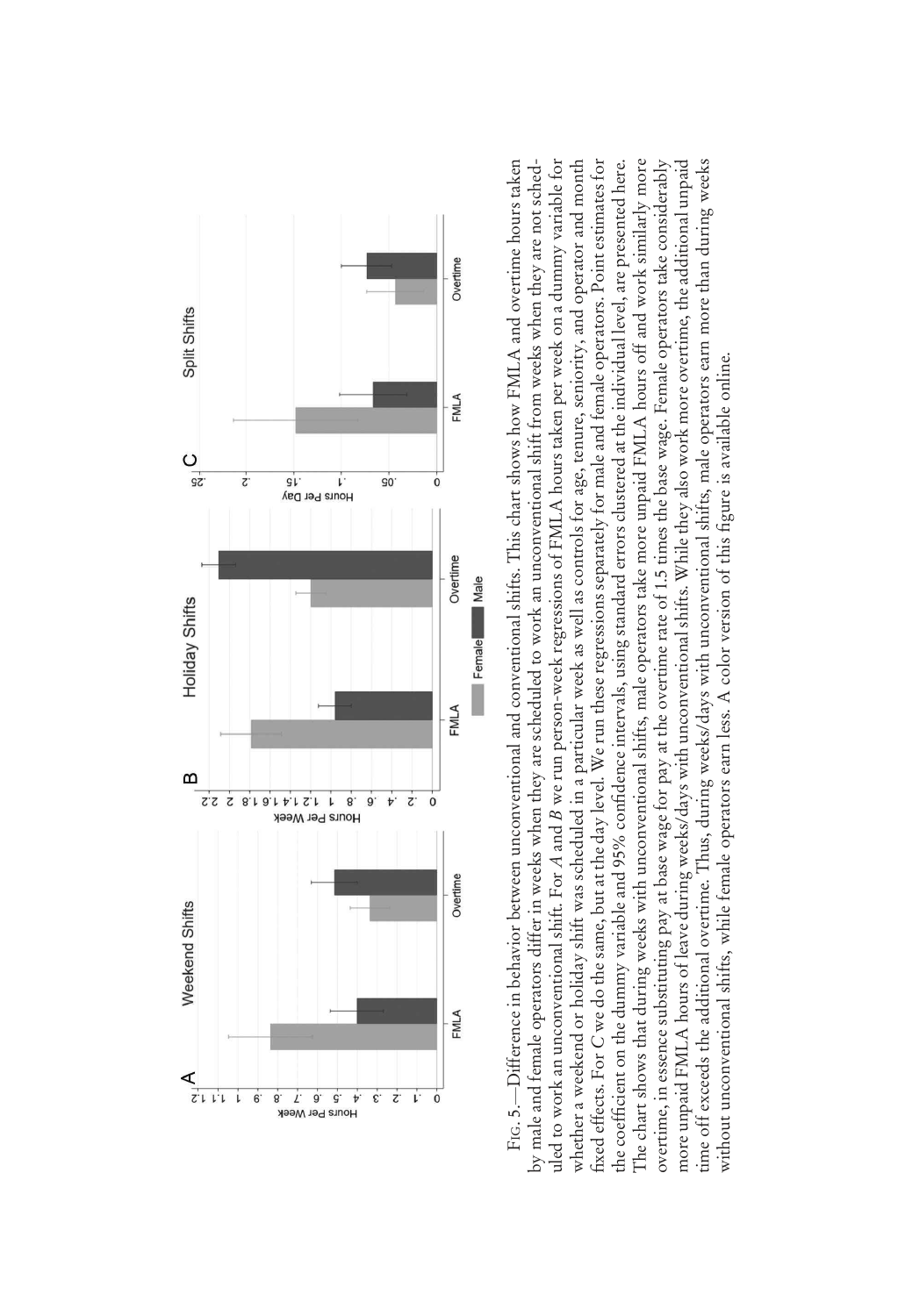FIG. 5.—Difference in behavior between unconventional and conventional shifts. This chart shows how FMLA and overtime hours taken by male and female operators differ in weeks when they are scheduled to work an unconventional shift from weeks when they are not scheduled to work an unconventional shift. For *A* and *B* we run person-week regressions of FMLA hours taken per week on a dummy variable for whether a weekend or holiday shift was scheduled in a particular week as well as controls for age, tenure, seniority, and operator and month fixed effects. For *C* we do the same, but at the day level. We run these regressions separately for male and female operators. Point estimates for the coefficient on the dummy variable and 95% confidence intervals, using standard errors clustered at the individual level, are presented here. The chart shows that during weeks with unconventional shifts, male operators take more unpaid FMLA hours off and work similarly more overtime, in essence substituting pay at base wage for pay at the overtime rate of 1.5 times the base wage. Female operators take considerably more unpaid FMLA hours of leave during weeks/days with unconventional shifts. While they also work more overtime, the additional unpaid time off exceeds the additional overtime. Thus, during weeks/days with unconventional shifts, male operators earn more than during weeks without unconventional shifts, while female operators earn less. A color version of this figure is available online.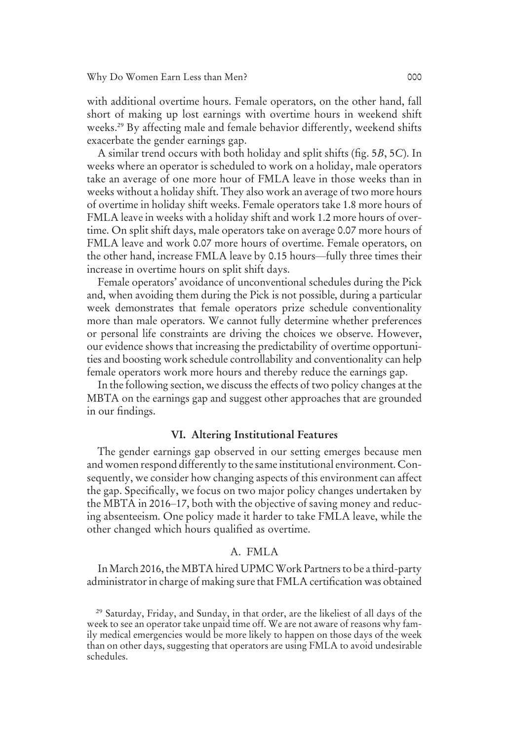with additional overtime hours. Female operators, on the other hand, fall short of making up lost earnings with overtime hours in weekend shift weeks.[29] By affecting male and female behavior differently, weekend shifts exacerbate the gender earnings gap.

A similar trend occurs with both holiday and split shifts (fig. 5*B*, 5*C*). In weeks where an operator is scheduled to work on a holiday, male operators take an average of one more hour of FMLA leave in those weeks than in weeks without a holiday shift. They also work an average of two more hours of overtime in holiday shift weeks. Female operators take 1.8 more hours of FMLA leave in weeks with a holiday shift and work 1.2 more hours of overtime. On split shift days, male operators take on average 0.07 more hours of FMLA leave and work 0.07 more hours of overtime. Female operators, on the other hand, increase FMLA leave by 0.15 hours—fully three times their increase in overtime hours on split shift days.

Female operators' avoidance of unconventional schedules during the Pick and, when avoiding them during the Pick is not possible, during a particular week demonstrates that female operators prize schedule conventionality more than male operators. We cannot fully determine whether preferences or personal life constraints are driving the choices we observe. However, our evidence shows that increasing the predictability of overtime opportunities and boosting work schedule controllability and conventionality can help female operators work more hours and thereby reduce the earnings gap.

In the following section, we discuss the effects of two policy changes at the MBTA on the earnings gap and suggest other approaches that are grounded in our findings.

## VI. Altering Institutional Features

The gender earnings gap observed in our setting emerges because men and women respond differently to the same institutional environment. Consequently, we consider how changing aspects of this environment can affect the gap. Specifically, we focus on two major policy changes undertaken by the MBTA in 2016–17, both with the objective of saving money and reducing absenteeism. One policy made it harder to take FMLA leave, while the other changed which hours qualified as overtime.

### A. FMLA

In March 2016, the MBTA hired UPMC Work Partners to be a third-party administrator in charge of making sure that FMLA certification was obtained

[29] Saturday, Friday, and Sunday, in that order, are the likeliest of all days of the week to see an operator take unpaid time off. We are not aware of reasons why family medical emergencies would be more likely to happen on those days of the week than on other days, suggesting that operators are using FMLA to avoid undesirable schedules.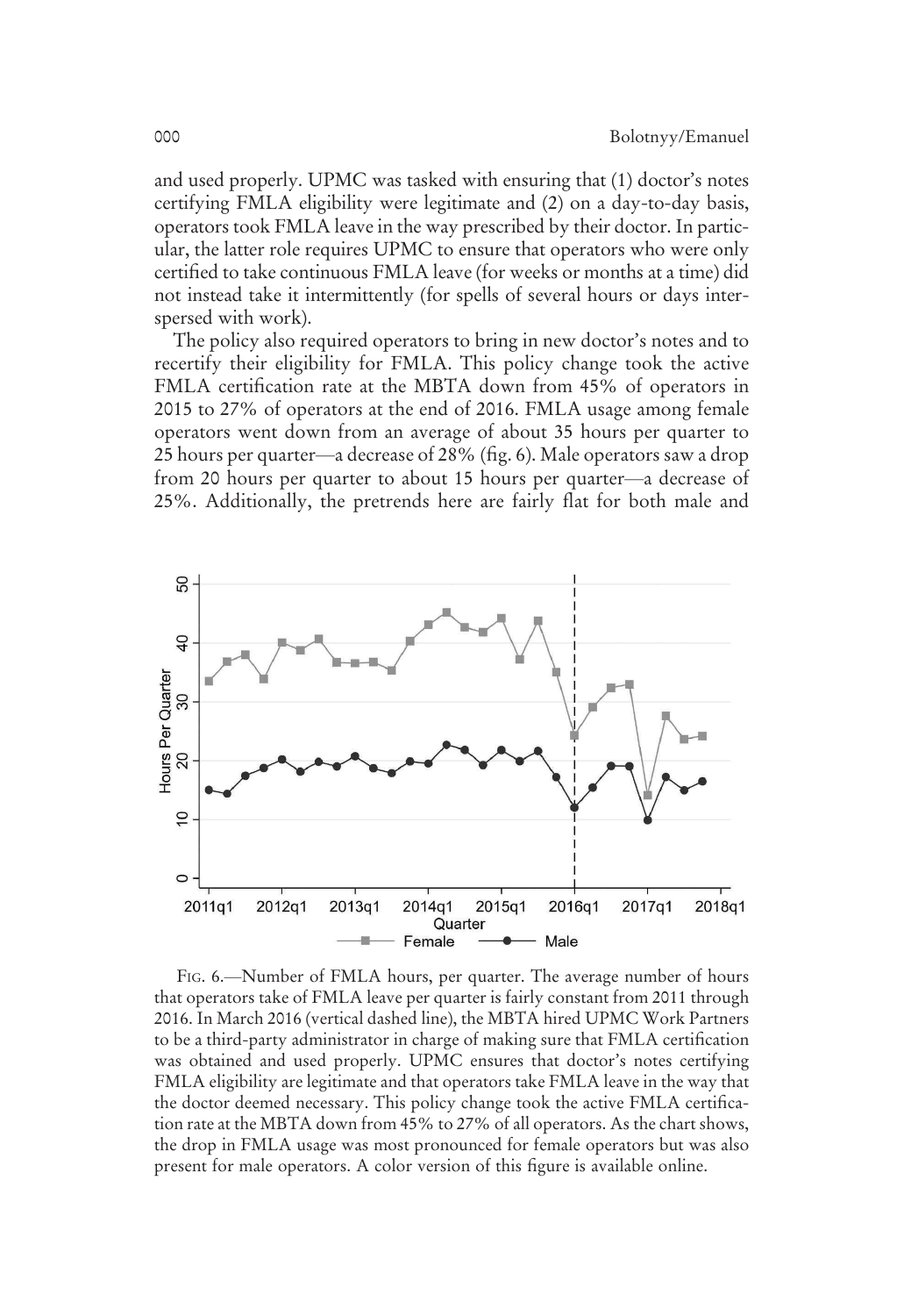and used properly. UPMC was tasked with ensuring that (1) doctor's notes certifying FMLA eligibility were legitimate and (2) on a day-to-day basis, operators took FMLA leave in the way prescribed by their doctor. In particular, the latter role requires UPMC to ensure that operators who were only certified to take continuous FMLA leave (for weeks or months at a time) did not instead take it intermittently (for spells of several hours or days interspersed with work).

The policy also required operators to bring in new doctor's notes and to recertify their eligibility for FMLA. This policy change took the active FMLA certification rate at the MBTA down from 45% of operators in 2015 to 27% of operators at the end of 2016. FMLA usage among female operators went down from an average of about 35 hours per quarter to 25 hours per quarter—a decrease of 28% (fig. 6). Male operators saw a drop from 20 hours per quarter to about 15 hours per quarter—a decrease of 25%. Additionally, the pretrends here are fairly flat for both male and

FIG. 6.—Number of FMLA hours, per quarter. The average number of hours that operators take of FMLA leave per quarter is fairly constant from 2011 through 2016. In March 2016 (vertical dashed line), the MBTA hired UPMC Work Partners to be a third-party administrator in charge of making sure that FMLA certification was obtained and used properly. UPMC ensures that doctor's notes certifying FMLA eligibility are legitimate and that operators take FMLA leave in the way that the doctor deemed necessary. This policy change took the active FMLA certification rate at the MBTA down from 45% to 27% of all operators. As the chart shows, the drop in FMLA usage was most pronounced for female operators but was also present for male operators. A color version of this figure is available online.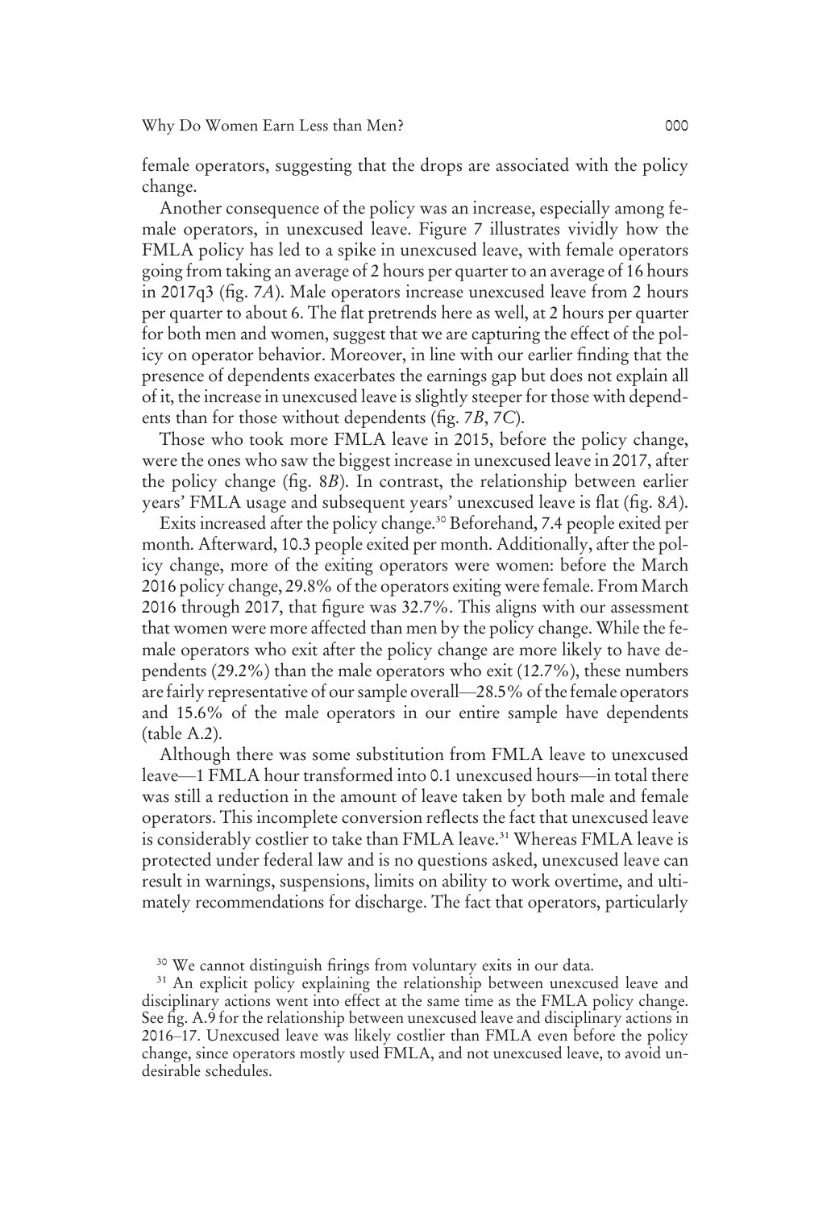female operators, suggesting that the drops are associated with the policy change.

Another consequence of the policy was an increase, especially among female operators, in unexcused leave. Figure 7 illustrates vividly how the FMLA policy has led to a spike in unexcused leave, with female operators going from taking an average of 2 hours per quarter to an average of 16 hours in 2017q3 (fig. 7*A*). Male operators increase unexcused leave from 2 hours per quarter to about 6. The flat pretrends here as well, at 2 hours per quarter for both men and women, suggest that we are capturing the effect of the policy on operator behavior. Moreover, in line with our earlier finding that the presence of dependents exacerbates the earnings gap but does not explain all of it, the increase in unexcused leave is slightly steeper for those with dependents than for those without dependents (fig. 7*B*, 7*C*).

Those who took more FMLA leave in 2015, before the policy change, were the ones who saw the biggest increase in unexcused leave in 2017, after the policy change (fig. 8*B*). In contrast, the relationship between earlier years' FMLA usage and subsequent years' unexcused leave is flat (fig. 8*A*).

Exits increased after the policy change.[30] Beforehand, 7.4 people exited per month. Afterward, 10.3 people exited per month. Additionally, after the policy change, more of the exiting operators were women: before the March 2016 policy change, 29.8% of the operators exiting were female. From March 2016 through 2017, that figure was 32.7%. This aligns with our assessment that women were more affected than men by the policy change. While the female operators who exit after the policy change are more likely to have dependents (29.2%) than the male operators who exit (12.7%), these numbers are fairly representative of our sample overall—28.5% of the female operators and 15.6% of the male operators in our entire sample have dependents (table A.2).

Although there was some substitution from FMLA leave to unexcused leave—1 FMLA hour transformed into 0.1 unexcused hours—in total there was still a reduction in the amount of leave taken by both male and female operators. This incomplete conversion reflects the fact that unexcused leave is considerably costlier to take than FMLA leave.[31] Whereas FMLA leave is protected under federal law and is no questions asked, unexcused leave can result in warnings, suspensions, limits on ability to work overtime, and ultimately recommendations for discharge. The fact that operators, particularly

[30] We cannot distinguish firings from voluntary exits in our data.

[31] An explicit policy explaining the relationship between unexcused leave and disciplinary actions went into effect at the same time as the FMLA policy change. See fig. A.9 for the relationship between unexcused leave and disciplinary actions in 2016–17. Unexcused leave was likely costlier than FMLA even before the policy change, since operators mostly used FMLA, and not unexcused leave, to avoid undesirable schedules.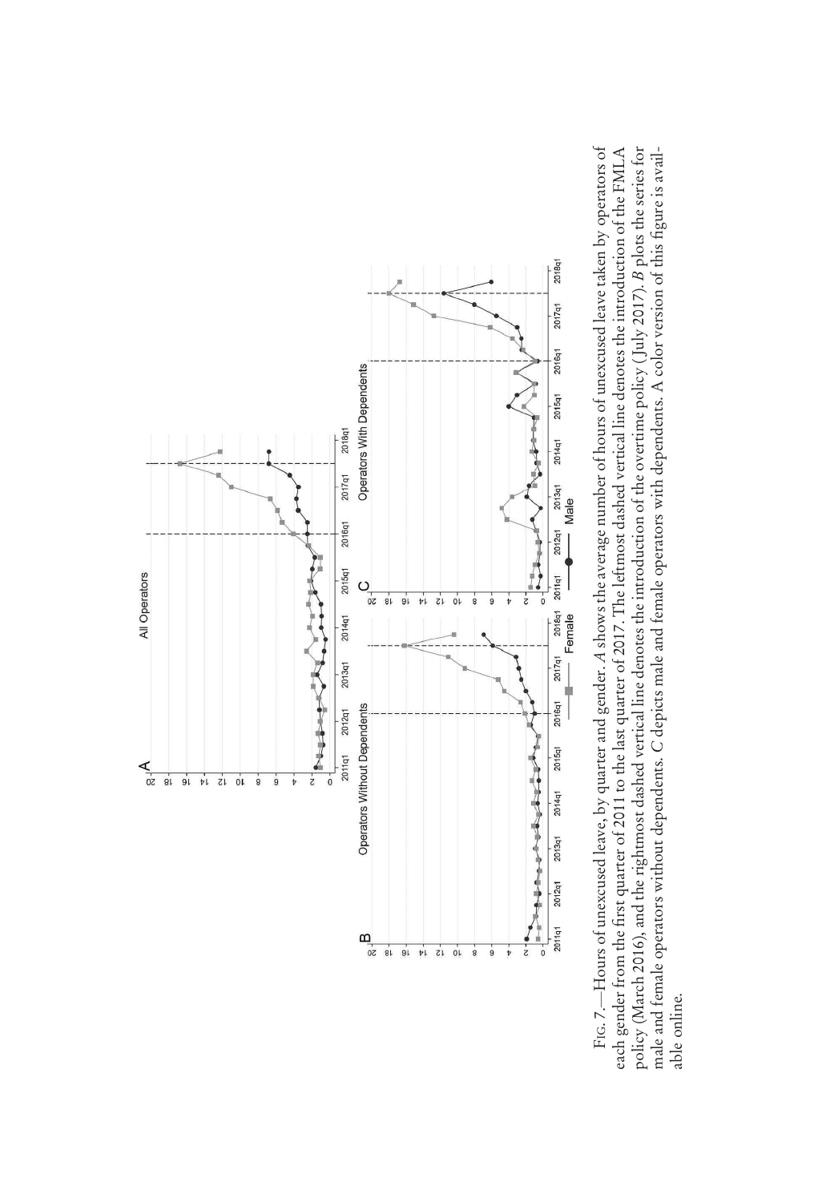FIG. 7.—Hours of unexcused leave, by quarter and gender. *A* shows the average number of hours of unexcused leave taken by operators of each gender from the first quarter of 2011 to the last quarter of 2017. The leftmost dashed vertical line denotes the introduction of the FMLA policy (March 2016), and the rightmost dashed vertical line denotes the introduction of the overtime policy (July 2017). *B* plots the series for male and female operators without dependents. *C* depicts male and female operators with dependents. A color version of this figure is available online.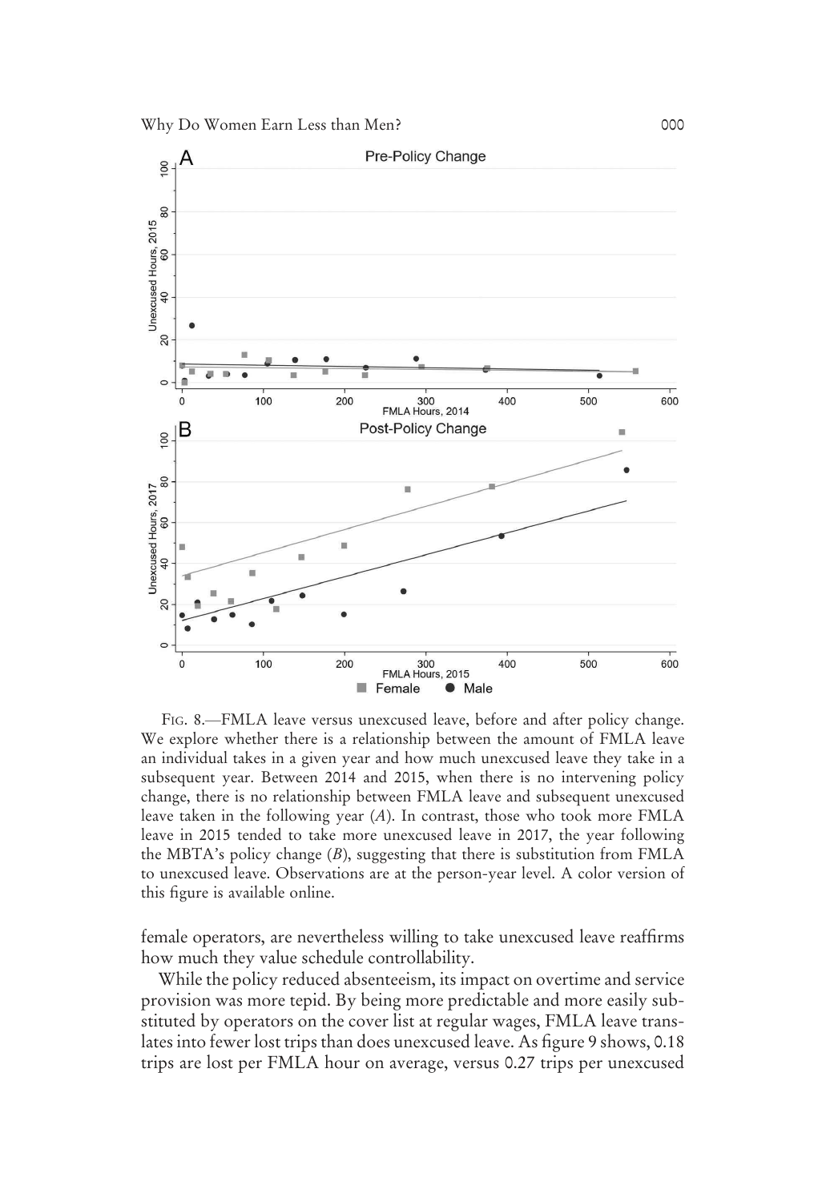FIG. 8.—FMLA leave versus unexcused leave, before and after policy change. We explore whether there is a relationship between the amount of FMLA leave an individual takes in a given year and how much unexcused leave they take in a subsequent year. Between 2014 and 2015, when there is no intervening policy change, there is no relationship between FMLA leave and subsequent unexcused leave taken in the following year (*A*). In contrast, those who took more FMLA leave in 2015 tended to take more unexcused leave in 2017, the year following the MBTA's policy change (*B*), suggesting that there is substitution from FMLA to unexcused leave. Observations are at the person-year level. A color version of this figure is available online.

female operators, are nevertheless willing to take unexcused leave reaffirms how much they value schedule controllability.

While the policy reduced absenteeism, its impact on overtime and service provision was more tepid. By being more predictable and more easily substituted by operators on the cover list at regular wages, FMLA leave translates into fewer lost trips than does unexcused leave. As figure 9 shows, 0.18 trips are lost per FMLA hour on average, versus 0.27 trips per unexcused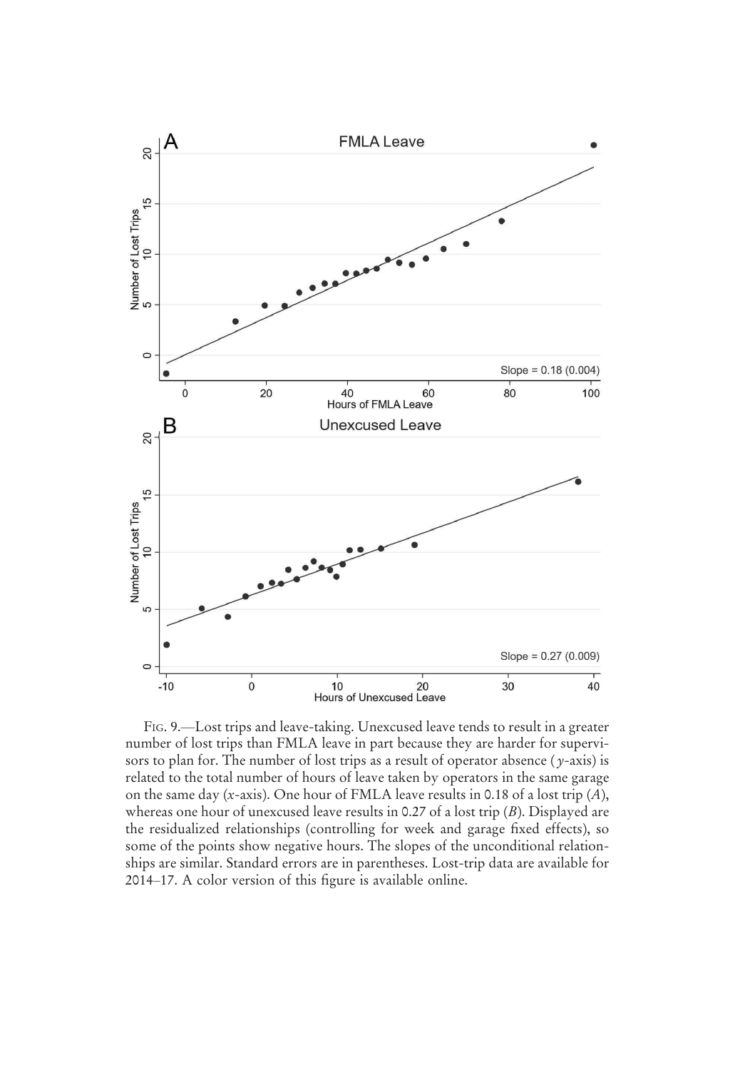Fig. 9.—Lost trips and leave-taking. Unexcused leave tends to result in a greater number of lost trips than FMLA leave in part because they are harder for supervisors to plan for. The number of lost trips as a result of operator absence ($y$-axis) is related to the total number of hours of leave taken by operators in the same garage on the same day ($x$-axis). One hour of FMLA leave results in 0.18 of a lost trip (*A*), whereas one hour of unexcused leave results in 0.27 of a lost trip (*B*). Displayed are the residualized relationships (controlling for week and garage fixed effects), so some of the points show negative hours. The slopes of the unconditional relationships are similar. Standard errors are in parentheses. Lost-trip data are available for 2014–17. A color version of this figure is available online.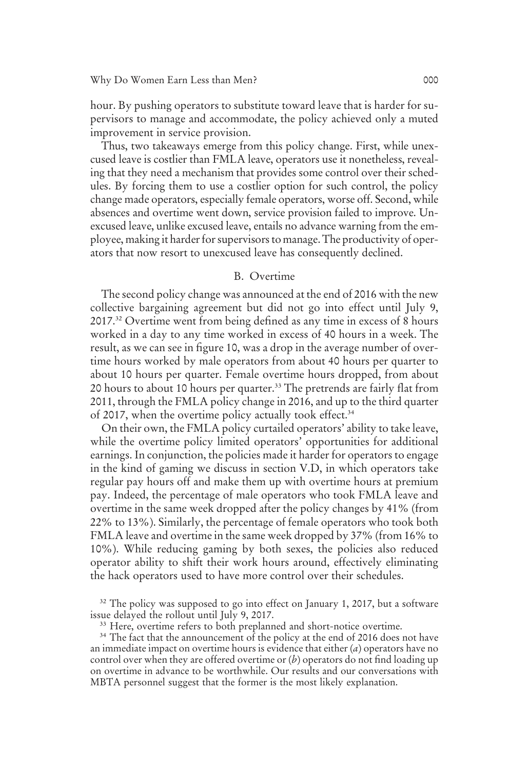hour. By pushing operators to substitute toward leave that is harder for supervisors to manage and accommodate, the policy achieved only a muted improvement in service provision.

Thus, two takeaways emerge from this policy change. First, while unexcused leave is costlier than FMLA leave, operators use it nonetheless, revealing that they need a mechanism that provides some control over their schedules. By forcing them to use a costlier option for such control, the policy change made operators, especially female operators, worse off. Second, while absences and overtime went down, service provision failed to improve. Unexcused leave, unlike excused leave, entails no advance warning from the employee, making it harder for supervisors to manage. The productivity of operators that now resort to unexcused leave has consequently declined.

## B. Overtime

The second policy change was announced at the end of 2016 with the new collective bargaining agreement but did not go into effect until July 9, 2017.[32] Overtime went from being defined as any time in excess of 8 hours worked in a day to any time worked in excess of 40 hours in a week. The result, as we can see in figure 10, was a drop in the average number of overtime hours worked by male operators from about 40 hours per quarter to about 10 hours per quarter. Female overtime hours dropped, from about 20 hours to about 10 hours per quarter.[33] The pretrends are fairly flat from 2011, through the FMLA policy change in 2016, and up to the third quarter of 2017, when the overtime policy actually took effect.[34]

On their own, the FMLA policy curtailed operators' ability to take leave, while the overtime policy limited operators' opportunities for additional earnings. In conjunction, the policies made it harder for operators to engage in the kind of gaming we discuss in section V.D, in which operators take regular pay hours off and make them up with overtime hours at premium pay. Indeed, the percentage of male operators who took FMLA leave and overtime in the same week dropped after the policy changes by 41% (from 22% to 13%). Similarly, the percentage of female operators who took both FMLA leave and overtime in the same week dropped by 37% (from 16% to 10%). While reducing gaming by both sexes, the policies also reduced operator ability to shift their work hours around, effectively eliminating the hack operators used to have more control over their schedules.

[32] The policy was supposed to go into effect on January 1, 2017, but a software issue delayed the rollout until July 9, 2017.

[33] Here, overtime refers to both preplanned and short-notice overtime.

[34] The fact that the announcement of the policy at the end of 2016 does not have an immediate impact on overtime hours is evidence that either (*a*) operators have no control over when they are offered overtime or (*b*) operators do not find loading up on overtime in advance to be worthwhile. Our results and our conversations with MBTA personnel suggest that the former is the most likely explanation.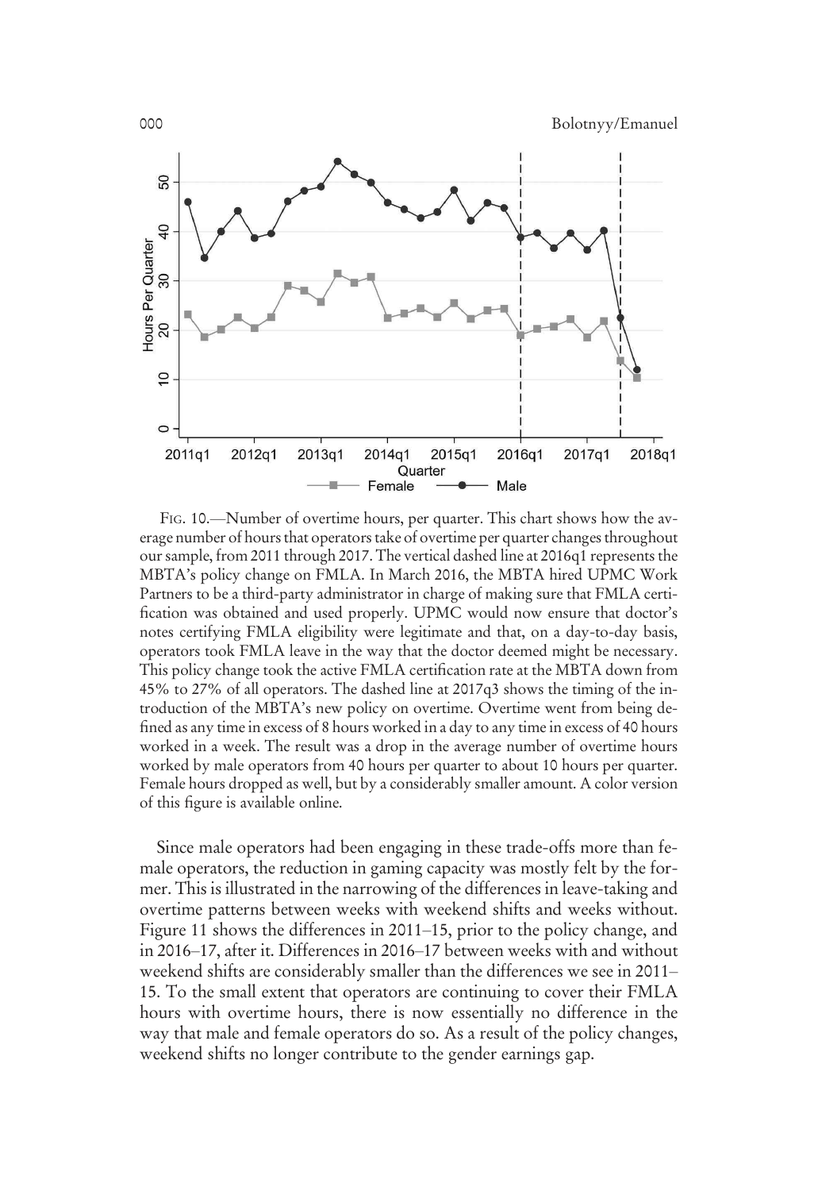FIG. 10.—Number of overtime hours, per quarter. This chart shows how the average number of hours that operators take of overtime per quarter changes throughout our sample, from 2011 through 2017. The vertical dashed line at 2016q1 represents the MBTA's policy change on FMLA. In March 2016, the MBTA hired UPMC Work Partners to be a third-party administrator in charge of making sure that FMLA certification was obtained and used properly. UPMC would now ensure that doctor's notes certifying FMLA eligibility were legitimate and that, on a day-to-day basis, operators took FMLA leave in the way that the doctor deemed might be necessary. This policy change took the active FMLA certification rate at the MBTA down from 45% to 27% of all operators. The dashed line at 2017q3 shows the timing of the introduction of the MBTA's new policy on overtime. Overtime went from being defined as any time in excess of 8 hours worked in a day to any time in excess of 40 hours worked in a week. The result was a drop in the average number of overtime hours worked by male operators from 40 hours per quarter to about 10 hours per quarter. Female hours dropped as well, but by a considerably smaller amount. A color version of this figure is available online.

Since male operators had been engaging in these trade-offs more than female operators, the reduction in gaming capacity was mostly felt by the former. This is illustrated in the narrowing of the differences in leave-taking and overtime patterns between weeks with weekend shifts and weeks without. Figure 11 shows the differences in 2011–15, prior to the policy change, and in 2016–17, after it. Differences in 2016–17 between weeks with and without weekend shifts are considerably smaller than the differences we see in 2011–15. To the small extent that operators are continuing to cover their FMLA hours with overtime hours, there is now essentially no difference in the way that male and female operators do so. As a result of the policy changes, weekend shifts no longer contribute to the gender earnings gap.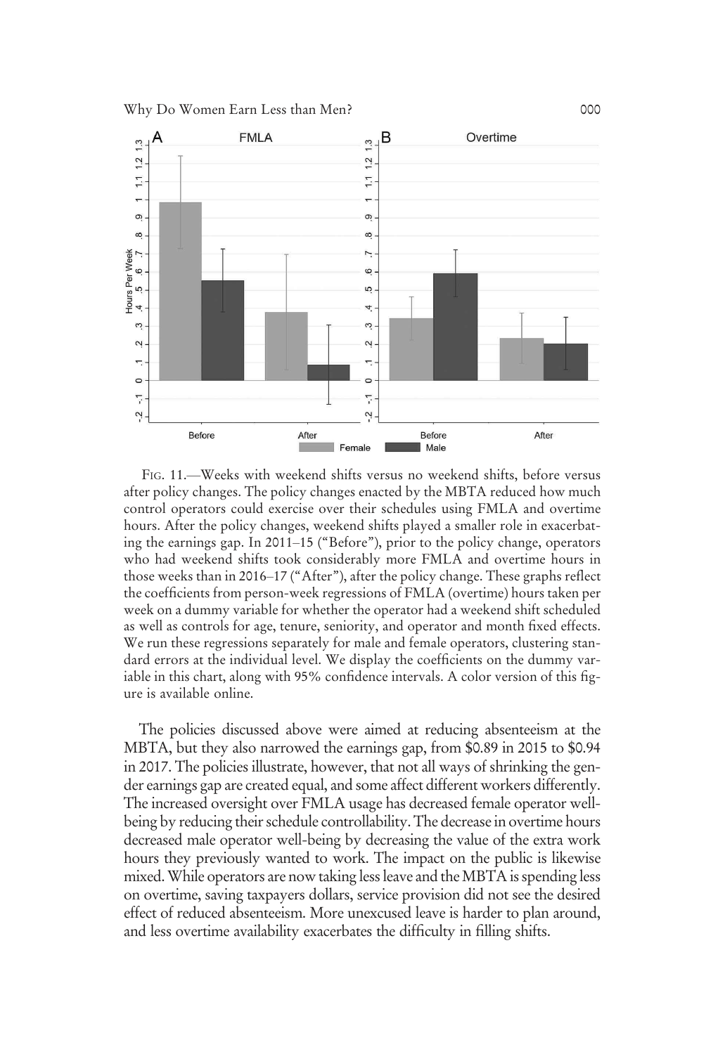FIG. 11.—Weeks with weekend shifts versus no weekend shifts, before versus after policy changes. The policy changes enacted by the MBTA reduced how much control operators could exercise over their schedules using FMLA and overtime hours. After the policy changes, weekend shifts played a smaller role in exacerbating the earnings gap. In 2011–15 ("Before"), prior to the policy change, operators who had weekend shifts took considerably more FMLA and overtime hours in those weeks than in 2016–17 ("After"), after the policy change. These graphs reflect the coefficients from person-week regressions of FMLA (overtime) hours taken per week on a dummy variable for whether the operator had a weekend shift scheduled as well as controls for age, tenure, seniority, and operator and month fixed effects. We run these regressions separately for male and female operators, clustering standard errors at the individual level. We display the coefficients on the dummy variable in this chart, along with 95% confidence intervals. A color version of this figure is available online.

The policies discussed above were aimed at reducing absenteeism at the MBTA, but they also narrowed the earnings gap, from $0.89 in 2015 to $0.94 in 2017. The policies illustrate, however, that not all ways of shrinking the gender earnings gap are created equal, and some affect different workers differently. The increased oversight over FMLA usage has decreased female operator well-being by reducing their schedule controllability. The decrease in overtime hours decreased male operator well-being by decreasing the value of the extra work hours they previously wanted to work. The impact on the public is likewise mixed. While operators are now taking less leave and the MBTA is spending less on overtime, saving taxpayers dollars, service provision did not see the desired effect of reduced absenteeism. More unexcused leave is harder to plan around, and less overtime availability exacerbates the difficulty in filling shifts.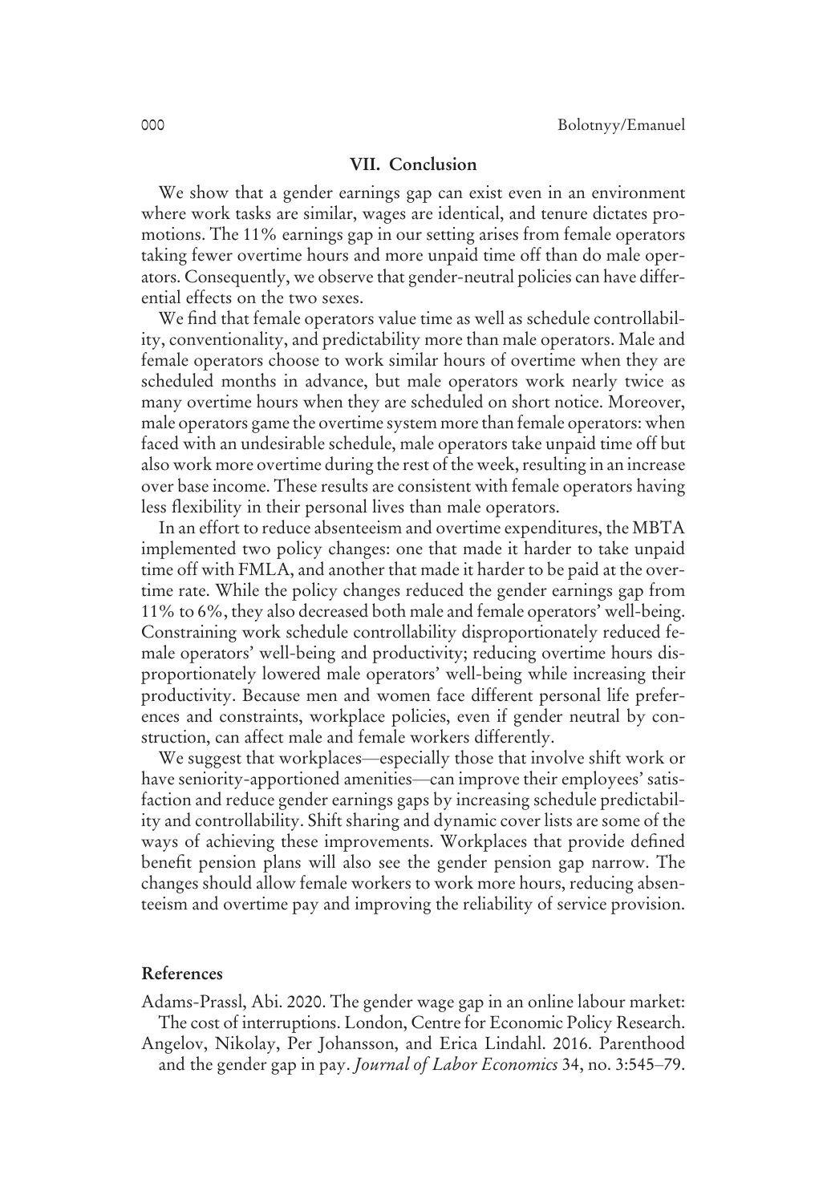## VII. Conclusion

We show that a gender earnings gap can exist even in an environment where work tasks are similar, wages are identical, and tenure dictates promotions. The 11% earnings gap in our setting arises from female operators taking fewer overtime hours and more unpaid time off than do male operators. Consequently, we observe that gender-neutral policies can have differential effects on the two sexes.

We find that female operators value time as well as schedule controllability, conventionality, and predictability more than male operators. Male and female operators choose to work similar hours of overtime when they are scheduled months in advance, but male operators work nearly twice as many overtime hours when they are scheduled on short notice. Moreover, male operators game the overtime system more than female operators: when faced with an undesirable schedule, male operators take unpaid time off but also work more overtime during the rest of the week, resulting in an increase over base income. These results are consistent with female operators having less flexibility in their personal lives than male operators.

In an effort to reduce absenteeism and overtime expenditures, the MBTA implemented two policy changes: one that made it harder to take unpaid time off with FMLA, and another that made it harder to be paid at the overtime rate. While the policy changes reduced the gender earnings gap from 11% to 6%, they also decreased both male and female operators' well-being. Constraining work schedule controllability disproportionately reduced female operators' well-being and productivity; reducing overtime hours disproportionately lowered male operators' well-being while increasing their productivity. Because men and women face different personal life preferences and constraints, workplace policies, even if gender neutral by construction, can affect male and female workers differently.

We suggest that workplaces—especially those that involve shift work or have seniority-apportioned amenities—can improve their employees' satisfaction and reduce gender earnings gaps by increasing schedule predictability and controllability. Shift sharing and dynamic cover lists are some of the ways of achieving these improvements. Workplaces that provide defined benefit pension plans will also see the gender pension gap narrow. The changes should allow female workers to work more hours, reducing absenteeism and overtime pay and improving the reliability of service provision.

## References

Adams-Prassl, Abi. 2020. The gender wage gap in an online labour market: The cost of interruptions. London, Centre for Economic Policy Research.

Angelov, Nikolay, Per Johansson, and Erica Lindahl. 2016. Parenthood and the gender gap in pay. *Journal of Labor Economics* 34, no. 3:545–79.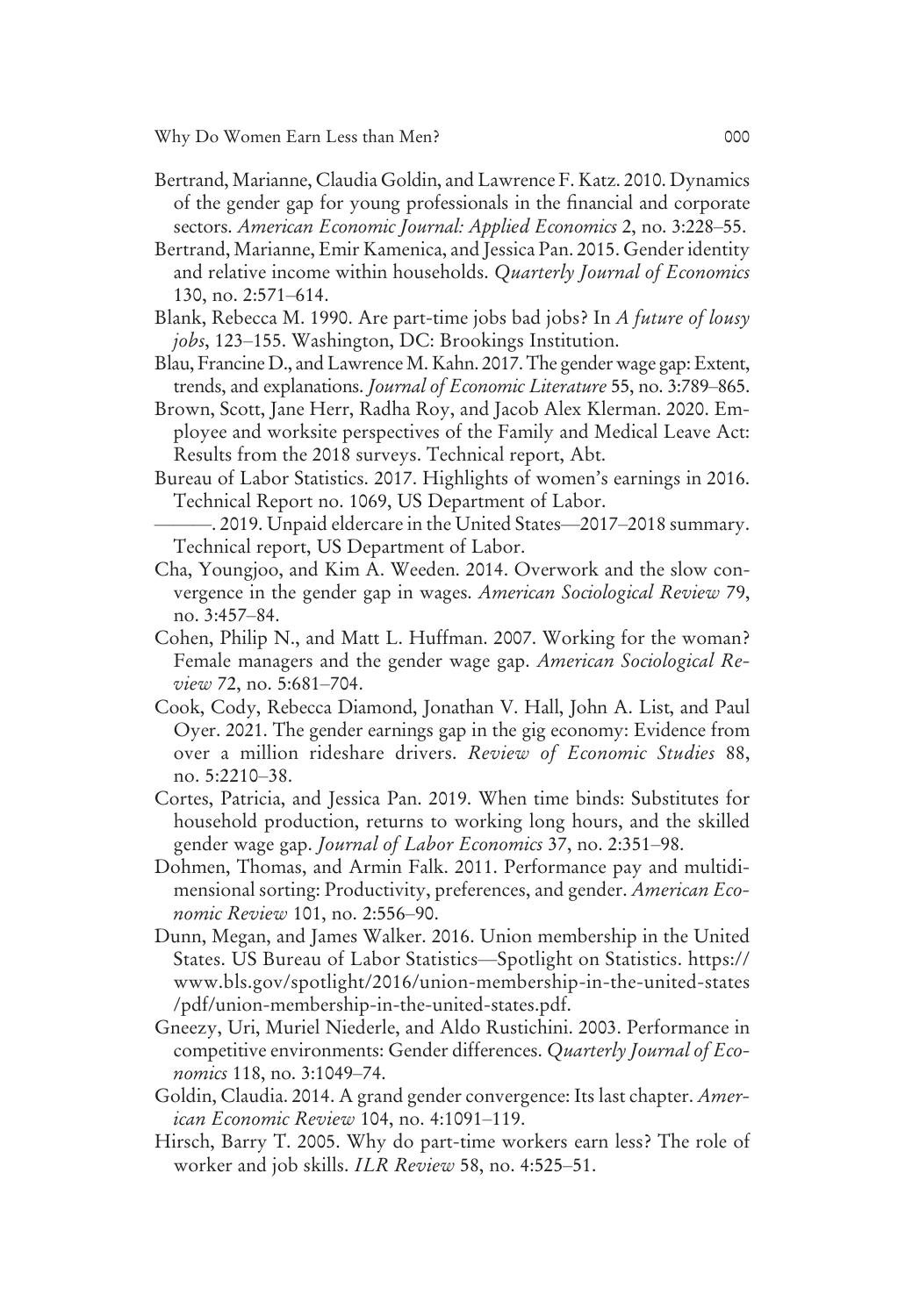Bertrand, Marianne, Claudia Goldin, and Lawrence F. Katz. 2010. Dynamics of the gender gap for young professionals in the financial and corporate sectors. *American Economic Journal: Applied Economics* 2, no. 3:228–55.

Bertrand, Marianne, Emir Kamenica, and Jessica Pan. 2015. Gender identity and relative income within households. *Quarterly Journal of Economics* 130, no. 2:571–614.

Blank, Rebecca M. 1990. Are part-time jobs bad jobs? In *A future of lousy jobs*, 123–155. Washington, DC: Brookings Institution.

Blau, Francine D., and Lawrence M. Kahn. 2017. The gender wage gap: Extent, trends, and explanations. *Journal of Economic Literature* 55, no. 3:789–865.

Brown, Scott, Jane Herr, Radha Roy, and Jacob Alex Klerman. 2020. Employee and worksite perspectives of the Family and Medical Leave Act: Results from the 2018 surveys. Technical report, Abt.

Bureau of Labor Statistics. 2017. Highlights of women's earnings in 2016. Technical Report no. 1069, US Department of Labor.

———. 2019. Unpaid eldercare in the United States—2017–2018 summary. Technical report, US Department of Labor.

Cha, Youngjoo, and Kim A. Weeden. 2014. Overwork and the slow convergence in the gender gap in wages. *American Sociological Review* 79, no. 3:457–84.

Cohen, Philip N., and Matt L. Huffman. 2007. Working for the woman? Female managers and the gender wage gap. *American Sociological Review* 72, no. 5:681–704.

Cook, Cody, Rebecca Diamond, Jonathan V. Hall, John A. List, and Paul Oyer. 2021. The gender earnings gap in the gig economy: Evidence from over a million rideshare drivers. *Review of Economic Studies* 88, no. 5:2210–38.

Cortes, Patricia, and Jessica Pan. 2019. When time binds: Substitutes for household production, returns to working long hours, and the skilled gender wage gap. *Journal of Labor Economics* 37, no. 2:351–98.

Dohmen, Thomas, and Armin Falk. 2011. Performance pay and multidimensional sorting: Productivity, preferences, and gender. *American Economic Review* 101, no. 2:556–90.

Dunn, Megan, and James Walker. 2016. Union membership in the United States. US Bureau of Labor Statistics—Spotlight on Statistics. https://www.bls.gov/spotlight/2016/union-membership-in-the-united-states/pdf/union-membership-in-the-united-states.pdf.

Gneezy, Uri, Muriel Niederle, and Aldo Rustichini. 2003. Performance in competitive environments: Gender differences. *Quarterly Journal of Economics* 118, no. 3:1049–74.

Goldin, Claudia. 2014. A grand gender convergence: Its last chapter. *American Economic Review* 104, no. 4:1091–119.

Hirsch, Barry T. 2005. Why do part-time workers earn less? The role of worker and job skills. *ILR Review* 58, no. 4:525–51.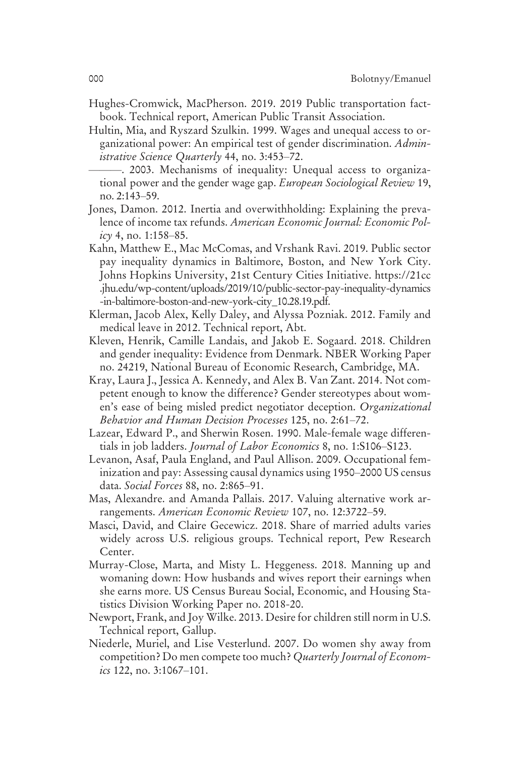Hughes-Cromwick, MacPherson. 2019. 2019 Public transportation factbook. Technical report, American Public Transit Association.

Hultin, Mia, and Ryszard Szulkin. 1999. Wages and unequal access to organizational power: An empirical test of gender discrimination. *Administrative Science Quarterly* 44, no. 3:453–72.

———. 2003. Mechanisms of inequality: Unequal access to organizational power and the gender wage gap. *European Sociological Review* 19, no. 2:143–59.

Jones, Damon. 2012. Inertia and overwithholding: Explaining the prevalence of income tax refunds. *American Economic Journal: Economic Policy* 4, no. 1:158–85.

Kahn, Matthew E., Mac McComas, and Vrshank Ravi. 2019. Public sector pay inequality dynamics in Baltimore, Boston, and New York City. Johns Hopkins University, 21st Century Cities Initiative. https://21cc.jhu.edu/wp-content/uploads/2019/10/public-sector-pay-inequality-dynamics-in-baltimore-boston-and-new-york-city_10.28.19.pdf.

Klerman, Jacob Alex, Kelly Daley, and Alyssa Pozniak. 2012. Family and medical leave in 2012. Technical report, Abt.

Kleven, Henrik, Camille Landais, and Jakob E. Sogaard. 2018. Children and gender inequality: Evidence from Denmark. NBER Working Paper no. 24219, National Bureau of Economic Research, Cambridge, MA.

Kray, Laura J., Jessica A. Kennedy, and Alex B. Van Zant. 2014. Not competent enough to know the difference? Gender stereotypes about women's ease of being misled predict negotiator deception. *Organizational Behavior and Human Decision Processes* 125, no. 2:61–72.

Lazear, Edward P., and Sherwin Rosen. 1990. Male-female wage differentials in job ladders. *Journal of Labor Economics* 8, no. 1:S106–S123.

Levanon, Asaf, Paula England, and Paul Allison. 2009. Occupational feminization and pay: Assessing causal dynamics using 1950–2000 US census data. *Social Forces* 88, no. 2:865–91.

Mas, Alexandre. and Amanda Pallais. 2017. Valuing alternative work arrangements. *American Economic Review* 107, no. 12:3722–59.

Masci, David, and Claire Gecewicz. 2018. Share of married adults varies widely across U.S. religious groups. Technical report, Pew Research Center.

Murray-Close, Marta, and Misty L. Heggeness. 2018. Manning up and womaning down: How husbands and wives report their earnings when she earns more. US Census Bureau Social, Economic, and Housing Statistics Division Working Paper no. 2018-20.

Newport, Frank, and Joy Wilke. 2013. Desire for children still norm in U.S. Technical report, Gallup.

Niederle, Muriel, and Lise Vesterlund. 2007. Do women shy away from competition? Do men compete too much? *Quarterly Journal of Economics* 122, no. 3:1067–101.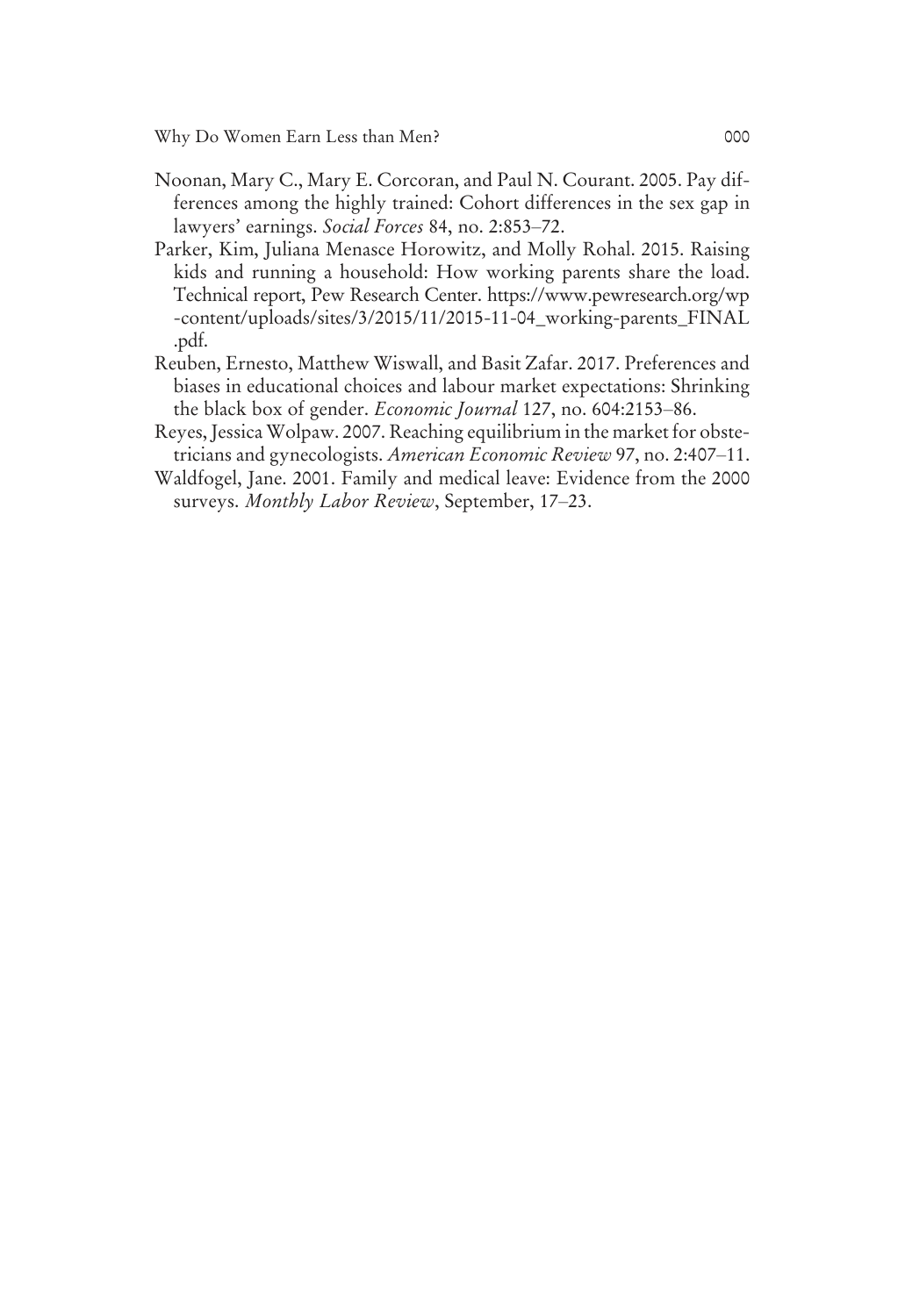Noonan, Mary C., Mary E. Corcoran, and Paul N. Courant. 2005. Pay differences among the highly trained: Cohort differences in the sex gap in lawyers' earnings. *Social Forces* 84, no. 2:853–72.

Parker, Kim, Juliana Menasce Horowitz, and Molly Rohal. 2015. Raising kids and running a household: How working parents share the load. Technical report, Pew Research Center. https://www.pewresearch.org/wp-content/uploads/sites/3/2015/11/2015-11-04_working-parents_FINAL.pdf.

Reuben, Ernesto, Matthew Wiswall, and Basit Zafar. 2017. Preferences and biases in educational choices and labour market expectations: Shrinking the black box of gender. *Economic Journal* 127, no. 604:2153–86.

Reyes, Jessica Wolpaw. 2007. Reaching equilibrium in the market for obstetricians and gynecologists. *American Economic Review* 97, no. 2:407–11.

Waldfogel, Jane. 2001. Family and medical leave: Evidence from the 2000 surveys. *Monthly Labor Review*, September, 17–23.